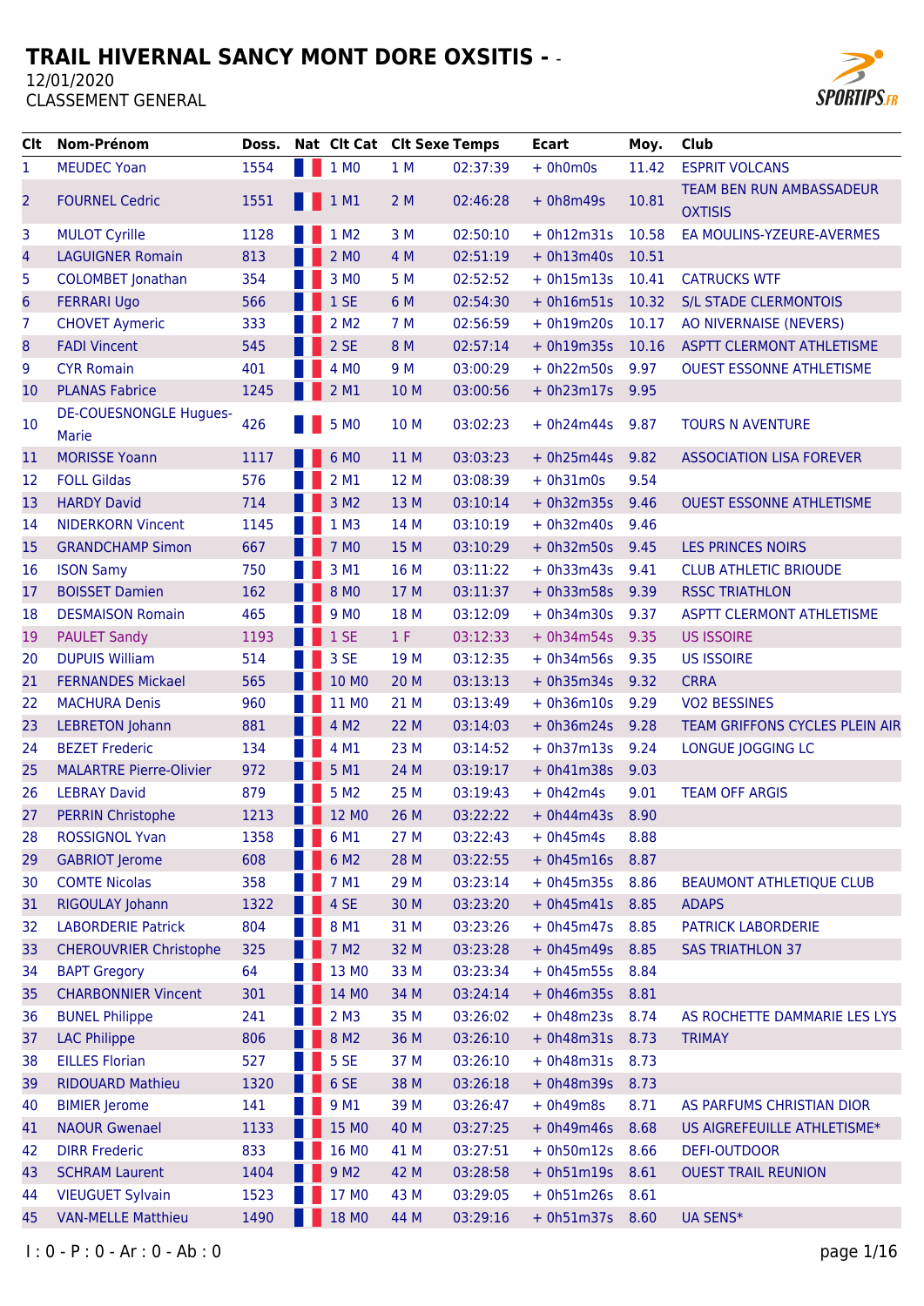# TRAIL HIVERNAL SANCY MONT DORE OXSITIS - -

12/01/2020

CLASSEMENT GENERAL

| Clt | Nom-Prénom | Doss. | Nat | Clt Cat | Clt Sexe | Temps | Ecart | Moy. | Club |
|---|---|---|---|---|---|---|---|---|---|
| 1 | MEUDEC Yoan | 1554 | | 1 M0 | 1 M | 02:37:39 | + 0h0m0s | 11.42 | ESPRIT VOLCANS |
| 2 | FOURNEL Cedric | 1551 | | 1 M1 | 2 M | 02:46:28 | + 0h8m49s | 10.81 | TEAM BEN RUN AMBASSADEUR OXTISIS |
| 3 | MULOT Cyrille | 1128 | | 1 M2 | 3 M | 02:50:10 | + 0h12m31s | 10.58 | EA MOULINS-YZEURE-AVERMES |
| 4 | LAGUIGNER Romain | 813 | | 2 M0 | 4 M | 02:51:19 | + 0h13m40s | 10.51 | |
| 5 | COLOMBET Jonathan | 354 | | 3 M0 | 5 M | 02:52:52 | + 0h15m13s | 10.41 | CATRUCKS WTF |
| 6 | FERRARI Ugo | 566 | | 1 SE | 6 M | 02:54:30 | + 0h16m51s | 10.32 | S/L STADE CLERMONTOIS |
| 7 | CHOVET Aymeric | 333 | | 2 M2 | 7 M | 02:56:59 | + 0h19m20s | 10.17 | AO NIVERNAISE (NEVERS) |
| 8 | FADI Vincent | 545 | | 2 SE | 8 M | 02:57:14 | + 0h19m35s | 10.16 | ASPTT CLERMONT ATHLETISME |
| 9 | CYR Romain | 401 | | 4 M0 | 9 M | 03:00:29 | + 0h22m50s | 9.97 | OUEST ESSONNE ATHLETISME |
| 10 | PLANAS Fabrice | 1245 | | 2 M1 | 10 M | 03:00:56 | + 0h23m17s | 9.95 | |
| 10 | DE-COUESNONGLE Hugues-Marie | 426 | | 5 M0 | 10 M | 03:02:23 | + 0h24m44s | 9.87 | TOURS N AVENTURE |
| 11 | MORISSE Yoann | 1117 | | 6 M0 | 11 M | 03:03:23 | + 0h25m44s | 9.82 | ASSOCIATION LISA FOREVER |
| 12 | FOLL Gildas | 576 | | 2 M1 | 12 M | 03:08:39 | + 0h31m0s | 9.54 | |
| 13 | HARDY David | 714 | | 3 M2 | 13 M | 03:10:14 | + 0h32m35s | 9.46 | OUEST ESSONNE ATHLETISME |
| 14 | NIDERKORN Vincent | 1145 | | 1 M3 | 14 M | 03:10:19 | + 0h32m40s | 9.46 | |
| 15 | GRANDCHAMP Simon | 667 | | 7 M0 | 15 M | 03:10:29 | + 0h32m50s | 9.45 | LES PRINCES NOIRS |
| 16 | ISON Samy | 750 | | 3 M1 | 16 M | 03:11:22 | + 0h33m43s | 9.41 | CLUB ATHLETIC BRIOUDE |
| 17 | BOISSET Damien | 162 | | 8 M0 | 17 M | 03:11:37 | + 0h33m58s | 9.39 | RSSC TRIATHLON |
| 18 | DESMAISON Romain | 465 | | 9 M0 | 18 M | 03:12:09 | + 0h34m30s | 9.37 | ASPTT CLERMONT ATHLETISME |
| 19 | PAULET Sandy | 1193 | | 1 SE | 1 F | 03:12:33 | + 0h34m54s | 9.35 | US ISSOIRE |
| 20 | DUPUIS William | 514 | | 3 SE | 19 M | 03:12:35 | + 0h34m56s | 9.35 | US ISSOIRE |
| 21 | FERNANDES Mickael | 565 | | 10 M0 | 20 M | 03:13:13 | + 0h35m34s | 9.32 | CRRA |
| 22 | MACHURA Denis | 960 | | 11 M0 | 21 M | 03:13:49 | + 0h36m10s | 9.29 | VO2 BESSINES |
| 23 | LEBRETON Johann | 881 | | 4 M2 | 22 M | 03:14:03 | + 0h36m24s | 9.28 | TEAM GRIFFONS CYCLES PLEIN AIR |
| 24 | BEZET Frederic | 134 | | 4 M1 | 23 M | 03:14:52 | + 0h37m13s | 9.24 | LONGUE JOGGING LC |
| 25 | MALARTRE Pierre-Olivier | 972 | | 5 M1 | 24 M | 03:19:17 | + 0h41m38s | 9.03 | |
| 26 | LEBRAY David | 879 | | 5 M2 | 25 M | 03:19:43 | + 0h42m4s | 9.01 | TEAM OFF ARGIS |
| 27 | PERRIN Christophe | 1213 | | 12 M0 | 26 M | 03:22:22 | + 0h44m43s | 8.90 | |
| 28 | ROSSIGNOL Yvan | 1358 | | 6 M1 | 27 M | 03:22:43 | + 0h45m4s | 8.88 | |
| 29 | GABRIOT Jerome | 608 | | 6 M2 | 28 M | 03:22:55 | + 0h45m16s | 8.87 | |
| 30 | COMTE Nicolas | 358 | | 7 M1 | 29 M | 03:23:14 | + 0h45m35s | 8.86 | BEAUMONT ATHLETIQUE CLUB |
| 31 | RIGOULAY Johann | 1322 | | 4 SE | 30 M | 03:23:20 | + 0h45m41s | 8.85 | ADAPS |
| 32 | LABORDERIE Patrick | 804 | | 8 M1 | 31 M | 03:23:26 | + 0h45m47s | 8.85 | PATRICK LABORDERIE |
| 33 | CHEROUVRIER Christophe | 325 | | 7 M2 | 32 M | 03:23:28 | + 0h45m49s | 8.85 | SAS TRIATHLON 37 |
| 34 | BAPT Gregory | 64 | | 13 M0 | 33 M | 03:23:34 | + 0h45m55s | 8.84 | |
| 35 | CHARBONNIER Vincent | 301 | | 14 M0 | 34 M | 03:24:14 | + 0h46m35s | 8.81 | |
| 36 | BUNEL Philippe | 241 | | 2 M3 | 35 M | 03:26:02 | + 0h48m23s | 8.74 | AS ROCHETTE DAMMARIE LES LYS |
| 37 | LAC Philippe | 806 | | 8 M2 | 36 M | 03:26:10 | + 0h48m31s | 8.73 | TRIMAY |
| 38 | EILLES Florian | 527 | | 5 SE | 37 M | 03:26:10 | + 0h48m31s | 8.73 | |
| 39 | RIDOUARD Mathieu | 1320 | | 6 SE | 38 M | 03:26:18 | + 0h48m39s | 8.73 | |
| 40 | BIMIER Jerome | 141 | | 9 M1 | 39 M | 03:26:47 | + 0h49m8s | 8.71 | AS PARFUMS CHRISTIAN DIOR |
| 41 | NAOUR Gwenael | 1133 | | 15 M0 | 40 M | 03:27:25 | + 0h49m46s | 8.68 | US AIGREFEUILLE ATHLETISME* |
| 42 | DIRR Frederic | 833 | | 16 M0 | 41 M | 03:27:51 | + 0h50m12s | 8.66 | DEFI-OUTDOOR |
| 43 | SCHRAM Laurent | 1404 | | 9 M2 | 42 M | 03:28:58 | + 0h51m19s | 8.61 | OUEST TRAIL REUNION |
| 44 | VIEUGUET Sylvain | 1523 | | 17 M0 | 43 M | 03:29:05 | + 0h51m26s | 8.61 | |
| 45 | VAN-MELLE Matthieu | 1490 | | 18 M0 | 44 M | 03:29:16 | + 0h51m37s | 8.60 | UA SENS* |

I : 0 - P : 0 - Ar : 0 - Ab : 0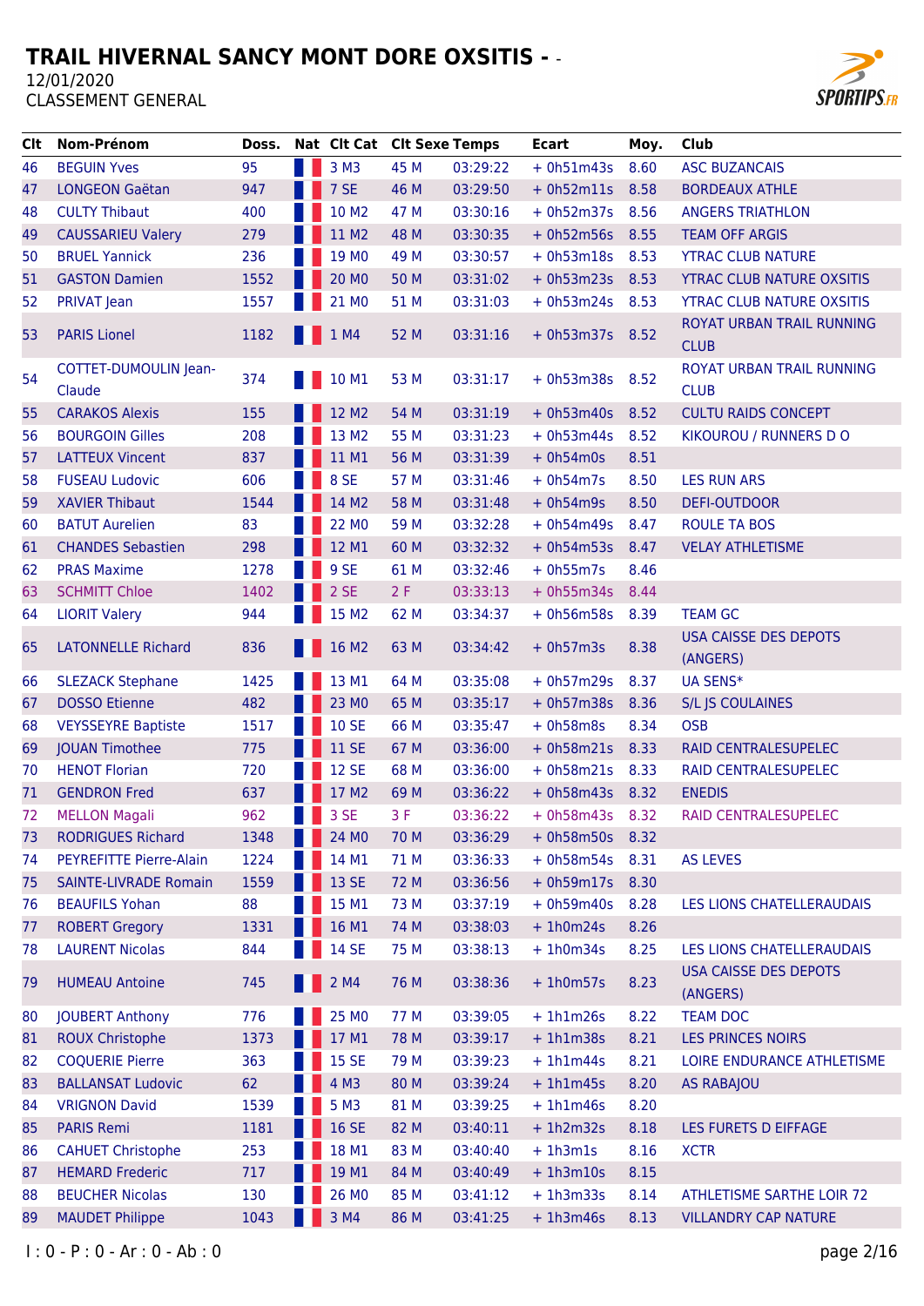# TRAIL HIVERNAL SANCY MONT DORE OXSITIS - -

12/01/2020

CLASSEMENT GENERAL

| Clt | Nom-Prénom | Doss. | Nat | Clt Cat | Clt Sexe | Temps | Ecart | Moy. | Club |
|---|---|---|---|---|---|---|---|---|---|
| 46 | BEGUIN Yves | 95 | | 3 M3 | 45 M | 03:29:22 | + 0h51m43s | 8.60 | ASC BUZANCAIS |
| 47 | LONGEON Gaëtan | 947 | | 7 SE | 46 M | 03:29:50 | + 0h52m11s | 8.58 | BORDEAUX ATHLE |
| 48 | CULTY Thibaut | 400 | | 10 M2 | 47 M | 03:30:16 | + 0h52m37s | 8.56 | ANGERS TRIATHLON |
| 49 | CAUSSARIEU Valery | 279 | | 11 M2 | 48 M | 03:30:35 | + 0h52m56s | 8.55 | TEAM OFF ARGIS |
| 50 | BRUEL Yannick | 236 | | 19 M0 | 49 M | 03:30:57 | + 0h53m18s | 8.53 | YTRAC CLUB NATURE |
| 51 | GASTON Damien | 1552 | | 20 M0 | 50 M | 03:31:02 | + 0h53m23s | 8.53 | YTRAC CLUB NATURE OXSITIS |
| 52 | PRIVAT Jean | 1557 | | 21 M0 | 51 M | 03:31:03 | + 0h53m24s | 8.53 | YTRAC CLUB NATURE OXSITIS |
| 53 | PARIS Lionel | 1182 | | 1 M4 | 52 M | 03:31:16 | + 0h53m37s | 8.52 | ROYAT URBAN TRAIL RUNNING CLUB |
| 54 | COTTET-DUMOULIN Jean-Claude | 374 | | 10 M1 | 53 M | 03:31:17 | + 0h53m38s | 8.52 | ROYAT URBAN TRAIL RUNNING CLUB |
| 55 | CARAKOS Alexis | 155 | | 12 M2 | 54 M | 03:31:19 | + 0h53m40s | 8.52 | CULTU RAIDS CONCEPT |
| 56 | BOURGOIN Gilles | 208 | | 13 M2 | 55 M | 03:31:23 | + 0h53m44s | 8.52 | KIKOUROU / RUNNERS D O |
| 57 | LATTEUX Vincent | 837 | | 11 M1 | 56 M | 03:31:39 | + 0h54m0s | 8.51 | |
| 58 | FUSEAU Ludovic | 606 | | 8 SE | 57 M | 03:31:46 | + 0h54m7s | 8.50 | LES RUN ARS |
| 59 | XAVIER Thibaut | 1544 | | 14 M2 | 58 M | 03:31:48 | + 0h54m9s | 8.50 | DEFI-OUTDOOR |
| 60 | BATUT Aurelien | 83 | | 22 M0 | 59 M | 03:32:28 | + 0h54m49s | 8.47 | ROULE TA BOS |
| 61 | CHANDES Sebastien | 298 | | 12 M1 | 60 M | 03:32:32 | + 0h54m53s | 8.47 | VELAY ATHLETISME |
| 62 | PRAS Maxime | 1278 | | 9 SE | 61 M | 03:32:46 | + 0h55m7s | 8.46 | |
| 63 | SCHMITT Chloe | 1402 | | 2 SE | 2 F | 03:33:13 | + 0h55m34s | 8.44 | |
| 64 | LIORIT Valery | 944 | | 15 M2 | 62 M | 03:34:37 | + 0h56m58s | 8.39 | TEAM GC |
| 65 | LATONNELLE Richard | 836 | | 16 M2 | 63 M | 03:34:42 | + 0h57m3s | 8.38 | USA CAISSE DES DEPOTS (ANGERS) |
| 66 | SLEZACK Stephane | 1425 | | 13 M1 | 64 M | 03:35:08 | + 0h57m29s | 8.37 | UA SENS* |
| 67 | DOSSO Etienne | 482 | | 23 M0 | 65 M | 03:35:17 | + 0h57m38s | 8.36 | S/L JS COULAINES |
| 68 | VEYSSEYRE Baptiste | 1517 | | 10 SE | 66 M | 03:35:47 | + 0h58m8s | 8.34 | OSB |
| 69 | JOUAN Timothee | 775 | | 11 SE | 67 M | 03:36:00 | + 0h58m21s | 8.33 | RAID CENTRALESUPELEC |
| 70 | HENOT Florian | 720 | | 12 SE | 68 M | 03:36:00 | + 0h58m21s | 8.33 | RAID CENTRALESUPELEC |
| 71 | GENDRON Fred | 637 | | 17 M2 | 69 M | 03:36:22 | + 0h58m43s | 8.32 | ENEDIS |
| 72 | MELLON Magali | 962 | | 3 SE | 3 F | 03:36:22 | + 0h58m43s | 8.32 | RAID CENTRALESUPELEC |
| 73 | RODRIGUES Richard | 1348 | | 24 M0 | 70 M | 03:36:29 | + 0h58m50s | 8.32 | |
| 74 | PEYREFITTE Pierre-Alain | 1224 | | 14 M1 | 71 M | 03:36:33 | + 0h58m54s | 8.31 | AS LEVES |
| 75 | SAINTE-LIVRADE Romain | 1559 | | 13 SE | 72 M | 03:36:56 | + 0h59m17s | 8.30 | |
| 76 | BEAUFILS Yohan | 88 | | 15 M1 | 73 M | 03:37:19 | + 0h59m40s | 8.28 | LES LIONS CHATELLERAUDAIS |
| 77 | ROBERT Gregory | 1331 | | 16 M1 | 74 M | 03:38:03 | + 1h0m24s | 8.26 | |
| 78 | LAURENT Nicolas | 844 | | 14 SE | 75 M | 03:38:13 | + 1h0m34s | 8.25 | LES LIONS CHATELLERAUDAIS |
| 79 | HUMEAU Antoine | 745 | | 2 M4 | 76 M | 03:38:36 | + 1h0m57s | 8.23 | USA CAISSE DES DEPOTS (ANGERS) |
| 80 | JOUBERT Anthony | 776 | | 25 M0 | 77 M | 03:39:05 | + 1h1m26s | 8.22 | TEAM DOC |
| 81 | ROUX Christophe | 1373 | | 17 M1 | 78 M | 03:39:17 | + 1h1m38s | 8.21 | LES PRINCES NOIRS |
| 82 | COQUERIE Pierre | 363 | | 15 SE | 79 M | 03:39:23 | + 1h1m44s | 8.21 | LOIRE ENDURANCE ATHLETISME |
| 83 | BALLANSAT Ludovic | 62 | | 4 M3 | 80 M | 03:39:24 | + 1h1m45s | 8.20 | AS RABAJOU |
| 84 | VRIGNON David | 1539 | | 5 M3 | 81 M | 03:39:25 | + 1h1m46s | 8.20 | |
| 85 | PARIS Remi | 1181 | | 16 SE | 82 M | 03:40:11 | + 1h2m32s | 8.18 | LES FURETS D EIFFAGE |
| 86 | CAHUET Christophe | 253 | | 18 M1 | 83 M | 03:40:40 | + 1h3m1s | 8.16 | XCTR |
| 87 | HEMARD Frederic | 717 | | 19 M1 | 84 M | 03:40:49 | + 1h3m10s | 8.15 | |
| 88 | BEUCHER Nicolas | 130 | | 26 M0 | 85 M | 03:41:12 | + 1h3m33s | 8.14 | ATHLETISME SARTHE LOIR 72 |
| 89 | MAUDET Philippe | 1043 | | 3 M4 | 86 M | 03:41:25 | + 1h3m46s | 8.13 | VILLANDRY CAP NATURE |

I : 0 - P : 0 - Ar : 0 - Ab : 0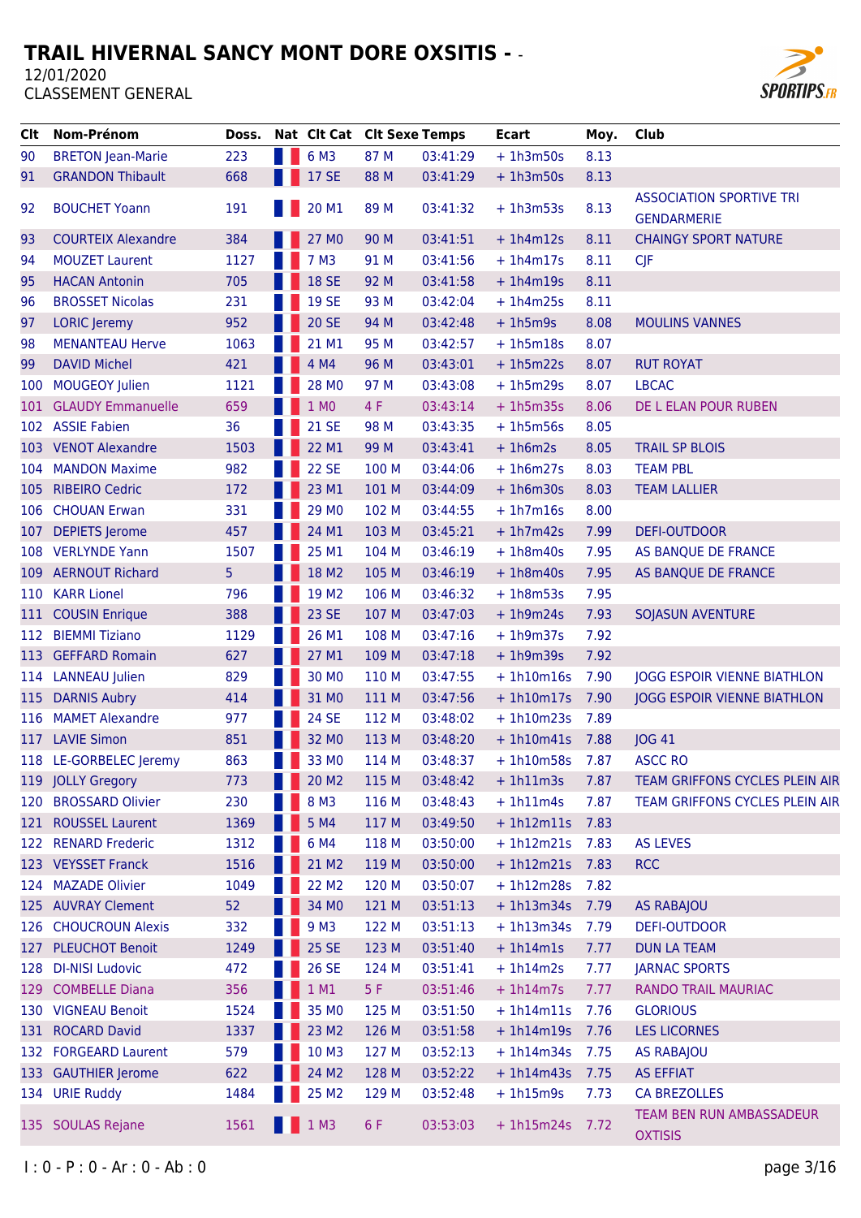# TRAIL HIVERNAL SANCY MONT DORE OXSITIS - -

12/01/2020

CLASSEMENT GENERAL

| Clt | Nom-Prénom | Doss. | Nat | Clt Cat | Clt Sexe | Temps | Ecart | Moy. | Club |
|---|---|---|---|---|---|---|---|---|---|
| 90 | BRETON Jean-Marie | 223 | | 6 M3 | 87 M | 03:41:29 | + 1h3m50s | 8.13 | |
| 91 | GRANDON Thibault | 668 | | 17 SE | 88 M | 03:41:29 | + 1h3m50s | 8.13 | |
| 92 | BOUCHET Yoann | 191 | | 20 M1 | 89 M | 03:41:32 | + 1h3m53s | 8.13 | ASSOCIATION SPORTIVE TRI GENDARMERIE |
| 93 | COURTEIX Alexandre | 384 | | 27 M0 | 90 M | 03:41:51 | + 1h4m12s | 8.11 | CHAINGY SPORT NATURE |
| 94 | MOUZET Laurent | 1127 | | 7 M3 | 91 M | 03:41:56 | + 1h4m17s | 8.11 | CJF |
| 95 | HACAN Antonin | 705 | | 18 SE | 92 M | 03:41:58 | + 1h4m19s | 8.11 | |
| 96 | BROSSET Nicolas | 231 | | 19 SE | 93 M | 03:42:04 | + 1h4m25s | 8.11 | |
| 97 | LORIC Jeremy | 952 | | 20 SE | 94 M | 03:42:48 | + 1h5m9s | 8.08 | MOULINS VANNES |
| 98 | MENANTEAU Herve | 1063 | | 21 M1 | 95 M | 03:42:57 | + 1h5m18s | 8.07 | |
| 99 | DAVID Michel | 421 | | 4 M4 | 96 M | 03:43:01 | + 1h5m22s | 8.07 | RUT ROYAT |
| 100 | MOUGEOY Julien | 1121 | | 28 M0 | 97 M | 03:43:08 | + 1h5m29s | 8.07 | LBCAC |
| 101 | GLAUDY Emmanuelle | 659 | | 1 M0 | 4 F | 03:43:14 | + 1h5m35s | 8.06 | DE L ELAN POUR RUBEN |
| 102 | ASSIE Fabien | 36 | | 21 SE | 98 M | 03:43:35 | + 1h5m56s | 8.05 | |
| 103 | VENOT Alexandre | 1503 | | 22 M1 | 99 M | 03:43:41 | + 1h6m2s | 8.05 | TRAIL SP BLOIS |
| 104 | MANDON Maxime | 982 | | 22 SE | 100 M | 03:44:06 | + 1h6m27s | 8.03 | TEAM PBL |
| 105 | RIBEIRO Cedric | 172 | | 23 M1 | 101 M | 03:44:09 | + 1h6m30s | 8.03 | TEAM LALLIER |
| 106 | CHOUAN Erwan | 331 | | 29 M0 | 102 M | 03:44:55 | + 1h7m16s | 8.00 | |
| 107 | DEPIETS Jerome | 457 | | 24 M1 | 103 M | 03:45:21 | + 1h7m42s | 7.99 | DEFI-OUTDOOR |
| 108 | VERLYNDE Yann | 1507 | | 25 M1 | 104 M | 03:46:19 | + 1h8m40s | 7.95 | AS BANQUE DE FRANCE |
| 109 | AERNOUT Richard | 5 | | 18 M2 | 105 M | 03:46:19 | + 1h8m40s | 7.95 | AS BANQUE DE FRANCE |
| 110 | KARR Lionel | 796 | | 19 M2 | 106 M | 03:46:32 | + 1h8m53s | 7.95 | |
| 111 | COUSIN Enrique | 388 | | 23 SE | 107 M | 03:47:03 | + 1h9m24s | 7.93 | SOJASUN AVENTURE |
| 112 | BIEMMI Tiziano | 1129 | | 26 M1 | 108 M | 03:47:16 | + 1h9m37s | 7.92 | |
| 113 | GEFFARD Romain | 627 | | 27 M1 | 109 M | 03:47:18 | + 1h9m39s | 7.92 | |
| 114 | LANNEAU Julien | 829 | | 30 M0 | 110 M | 03:47:55 | + 1h10m16s | 7.90 | JOGG ESPOIR VIENNE BIATHLON |
| 115 | DARNIS Aubry | 414 | | 31 M0 | 111 M | 03:47:56 | + 1h10m17s | 7.90 | JOGG ESPOIR VIENNE BIATHLON |
| 116 | MAMET Alexandre | 977 | | 24 SE | 112 M | 03:48:02 | + 1h10m23s | 7.89 | |
| 117 | LAVIE Simon | 851 | | 32 M0 | 113 M | 03:48:20 | + 1h10m41s | 7.88 | JOG 41 |
| 118 | LE-GORBELEC Jeremy | 863 | | 33 M0 | 114 M | 03:48:37 | + 1h10m58s | 7.87 | ASCC RO |
| 119 | JOLLY Gregory | 773 | | 20 M2 | 115 M | 03:48:42 | + 1h11m3s | 7.87 | TEAM GRIFFONS CYCLES PLEIN AIR |
| 120 | BROSSARD Olivier | 230 | | 8 M3 | 116 M | 03:48:43 | + 1h11m4s | 7.87 | TEAM GRIFFONS CYCLES PLEIN AIR |
| 121 | ROUSSEL Laurent | 1369 | | 5 M4 | 117 M | 03:49:50 | + 1h12m11s | 7.83 | |
| 122 | RENARD Frederic | 1312 | | 6 M4 | 118 M | 03:50:00 | + 1h12m21s | 7.83 | AS LEVES |
| 123 | VEYSSET Franck | 1516 | | 21 M2 | 119 M | 03:50:00 | + 1h12m21s | 7.83 | RCC |
| 124 | MAZADE Olivier | 1049 | | 22 M2 | 120 M | 03:50:07 | + 1h12m28s | 7.82 | |
| 125 | AUVRAY Clement | 52 | | 34 M0 | 121 M | 03:51:13 | + 1h13m34s | 7.79 | AS RABAJOU |
| 126 | CHOUCROUN Alexis | 332 | | 9 M3 | 122 M | 03:51:13 | + 1h13m34s | 7.79 | DEFI-OUTDOOR |
| 127 | PLEUCHOT Benoit | 1249 | | 25 SE | 123 M | 03:51:40 | + 1h14m1s | 7.77 | DUN LA TEAM |
| 128 | DI-NISI Ludovic | 472 | | 26 SE | 124 M | 03:51:41 | + 1h14m2s | 7.77 | JARNAC SPORTS |
| 129 | COMBELLE Diana | 356 | | 1 M1 | 5 F | 03:51:46 | + 1h14m7s | 7.77 | RANDO TRAIL MAURIAC |
| 130 | VIGNEAU Benoit | 1524 | | 35 M0 | 125 M | 03:51:50 | + 1h14m11s | 7.76 | GLORIOUS |
| 131 | ROCARD David | 1337 | | 23 M2 | 126 M | 03:51:58 | + 1h14m19s | 7.76 | LES LICORNES |
| 132 | FORGEARD Laurent | 579 | | 10 M3 | 127 M | 03:52:13 | + 1h14m34s | 7.75 | AS RABAJOU |
| 133 | GAUTHIER Jerome | 622 | | 24 M2 | 128 M | 03:52:22 | + 1h14m43s | 7.75 | AS EFFIAT |
| 134 | URIE Ruddy | 1484 | | 25 M2 | 129 M | 03:52:48 | + 1h15m9s | 7.73 | CA BREZOLLES |
| 135 | SOULAS Rejane | 1561 | | 1 M3 | 6 F | 03:53:03 | + 1h15m24s | 7.72 | TEAM BEN RUN AMBASSADEUR OXTISIS |

I : 0 - P : 0 - Ar : 0 - Ab : 0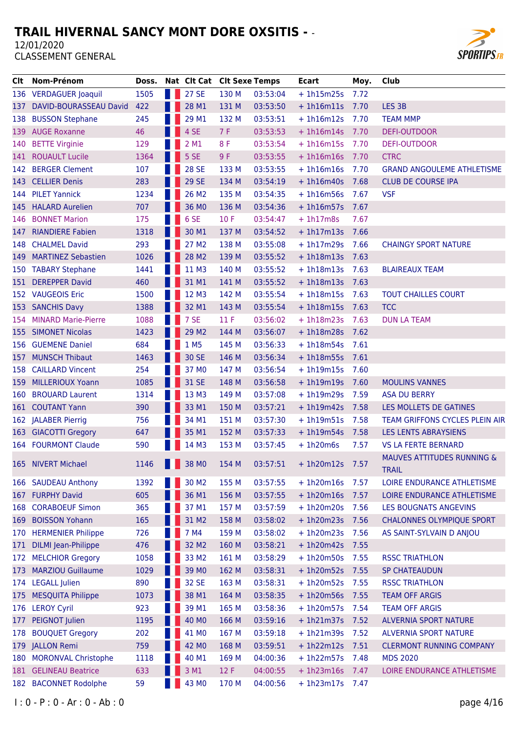# TRAIL HIVERNAL SANCY MONT DORE OXSITIS - -

12/01/2020

CLASSEMENT GENERAL

| Clt | Nom-Prénom | Doss. | Nat | Clt Cat | Clt Sexe | Temps | Ecart | Moy. | Club |
|---|---|---|---|---|---|---|---|---|---|
| 136 | VERDAGUER Joaquil | 1505 | | 27 SE | 130 M | 03:53:04 | + 1h15m25s | 7.72 | |
| 137 | DAVID-BOURASSEAU David | 422 | | 28 M1 | 131 M | 03:53:50 | + 1h16m11s | 7.70 | LES 3B |
| 138 | BUSSON Stephane | 245 | | 29 M1 | 132 M | 03:53:51 | + 1h16m12s | 7.70 | TEAM MMP |
| 139 | AUGE Roxanne | 46 | | 4 SE | 7 F | 03:53:53 | + 1h16m14s | 7.70 | DEFI-OUTDOOR |
| 140 | BETTE Virginie | 129 | | 2 M1 | 8 F | 03:53:54 | + 1h16m15s | 7.70 | DEFI-OUTDOOR |
| 141 | ROUAULT Lucile | 1364 | | 5 SE | 9 F | 03:53:55 | + 1h16m16s | 7.70 | CTRC |
| 142 | BERGER Clement | 107 | | 28 SE | 133 M | 03:53:55 | + 1h16m16s | 7.70 | GRAND ANGOULEME ATHLETISME |
| 143 | CELLIER Denis | 283 | | 29 SE | 134 M | 03:54:19 | + 1h16m40s | 7.68 | CLUB DE COURSE IPA |
| 144 | PILET Yannick | 1234 | | 26 M2 | 135 M | 03:54:35 | + 1h16m56s | 7.67 | VSF |
| 145 | HALARD Aurelien | 707 | | 36 M0 | 136 M | 03:54:36 | + 1h16m57s | 7.67 | |
| 146 | BONNET Marion | 175 | | 6 SE | 10 F | 03:54:47 | + 1h17m8s | 7.67 | |
| 147 | RIANDIERE Fabien | 1318 | | 30 M1 | 137 M | 03:54:52 | + 1h17m13s | 7.66 | |
| 148 | CHALMEL David | 293 | | 27 M2 | 138 M | 03:55:08 | + 1h17m29s | 7.66 | CHAINGY SPORT NATURE |
| 149 | MARTINEZ Sebastien | 1026 | | 28 M2 | 139 M | 03:55:52 | + 1h18m13s | 7.63 | |
| 150 | TABARY Stephane | 1441 | | 11 M3 | 140 M | 03:55:52 | + 1h18m13s | 7.63 | BLAIREAUX TEAM |
| 151 | DEREPPER David | 460 | | 31 M1 | 141 M | 03:55:52 | + 1h18m13s | 7.63 | |
| 152 | VAUGEOIS Eric | 1500 | | 12 M3 | 142 M | 03:55:54 | + 1h18m15s | 7.63 | TOUT CHAILLES COURT |
| 153 | SANCHIS Davy | 1388 | | 32 M1 | 143 M | 03:55:54 | + 1h18m15s | 7.63 | TCC |
| 154 | MINARD Marie-Pierre | 1088 | | 7 SE | 11 F | 03:56:02 | + 1h18m23s | 7.63 | DUN LA TEAM |
| 155 | SIMONET Nicolas | 1423 | | 29 M2 | 144 M | 03:56:07 | + 1h18m28s | 7.62 | |
| 156 | GUEMENE Daniel | 684 | | 1 M5 | 145 M | 03:56:33 | + 1h18m54s | 7.61 | |
| 157 | MUNSCH Thibaut | 1463 | | 30 SE | 146 M | 03:56:34 | + 1h18m55s | 7.61 | |
| 158 | CAILLARD Vincent | 254 | | 37 M0 | 147 M | 03:56:54 | + 1h19m15s | 7.60 | |
| 159 | MILLERIOUX Yoann | 1085 | | 31 SE | 148 M | 03:56:58 | + 1h19m19s | 7.60 | MOULINS VANNES |
| 160 | BROUARD Laurent | 1314 | | 13 M3 | 149 M | 03:57:08 | + 1h19m29s | 7.59 | ASA DU BERRY |
| 161 | COUTANT Yann | 390 | | 33 M1 | 150 M | 03:57:21 | + 1h19m42s | 7.58 | LES MOLLETS DE GATINES |
| 162 | JALABER Pierrig | 756 | | 34 M1 | 151 M | 03:57:30 | + 1h19m51s | 7.58 | TEAM GRIFFONS CYCLES PLEIN AIR |
| 163 | GIACOTTI Gregory | 647 | | 35 M1 | 152 M | 03:57:33 | + 1h19m54s | 7.58 | LES LENTS ABRAYSIENS |
| 164 | FOURMONT Claude | 590 | | 14 M3 | 153 M | 03:57:45 | + 1h20m6s | 7.57 | VS LA FERTE BERNARD |
| 165 | NIVERT Michael | 1146 | | 38 M0 | 154 M | 03:57:51 | + 1h20m12s | 7.57 | MAUVES ATTITUDES RUNNING & TRAIL |
| 166 | SAUDEAU Anthony | 1392 | | 30 M2 | 155 M | 03:57:55 | + 1h20m16s | 7.57 | LOIRE ENDURANCE ATHLETISME |
| 167 | FURPHY David | 605 | | 36 M1 | 156 M | 03:57:55 | + 1h20m16s | 7.57 | LOIRE ENDURANCE ATHLETISME |
| 168 | CORABOEUF Simon | 365 | | 37 M1 | 157 M | 03:57:59 | + 1h20m20s | 7.56 | LES BOUGNATS ANGEVINS |
| 169 | BOISSON Yohann | 165 | | 31 M2 | 158 M | 03:58:02 | + 1h20m23s | 7.56 | CHALONNES OLYMPIQUE SPORT |
| 170 | HERMENIER Philippe | 726 | | 7 M4 | 159 M | 03:58:02 | + 1h20m23s | 7.56 | AS SAINT-SYLVAIN D ANJOU |
| 171 | DILMI Jean-Philippe | 476 | | 32 M2 | 160 M | 03:58:21 | + 1h20m42s | 7.55 | |
| 172 | MELCHIOR Gregory | 1058 | | 33 M2 | 161 M | 03:58:29 | + 1h20m50s | 7.55 | RSSC TRIATHLON |
| 173 | MARZIOU Guillaume | 1029 | | 39 M0 | 162 M | 03:58:31 | + 1h20m52s | 7.55 | SP CHATEAUDUN |
| 174 | LEGALL Julien | 890 | | 32 SE | 163 M | 03:58:31 | + 1h20m52s | 7.55 | RSSC TRIATHLON |
| 175 | MESQUITA Philippe | 1073 | | 38 M1 | 164 M | 03:58:35 | + 1h20m56s | 7.55 | TEAM OFF ARGIS |
| 176 | LEROY Cyril | 923 | | 39 M1 | 165 M | 03:58:36 | + 1h20m57s | 7.54 | TEAM OFF ARGIS |
| 177 | PEIGNOT Julien | 1195 | | 40 M0 | 166 M | 03:59:16 | + 1h21m37s | 7.52 | ALVERNIA SPORT NATURE |
| 178 | BOUQUET Gregory | 202 | | 41 M0 | 167 M | 03:59:18 | + 1h21m39s | 7.52 | ALVERNIA SPORT NATURE |
| 179 | JALLON Remi | 759 | | 42 M0 | 168 M | 03:59:51 | + 1h22m12s | 7.51 | CLERMONT RUNNING COMPANY |
| 180 | MORONVAL Christophe | 1118 | | 40 M1 | 169 M | 04:00:36 | + 1h22m57s | 7.48 | MDS 2020 |
| 181 | GELINEAU Beatrice | 633 | | 3 M1 | 12 F | 04:00:55 | + 1h23m16s | 7.47 | LOIRE ENDURANCE ATHLETISME |
| 182 | BACONNET Rodolphe | 59 | | 43 M0 | 170 M | 04:00:56 | + 1h23m17s | 7.47 | |

I : 0 - P : 0 - Ar : 0 - Ab : 0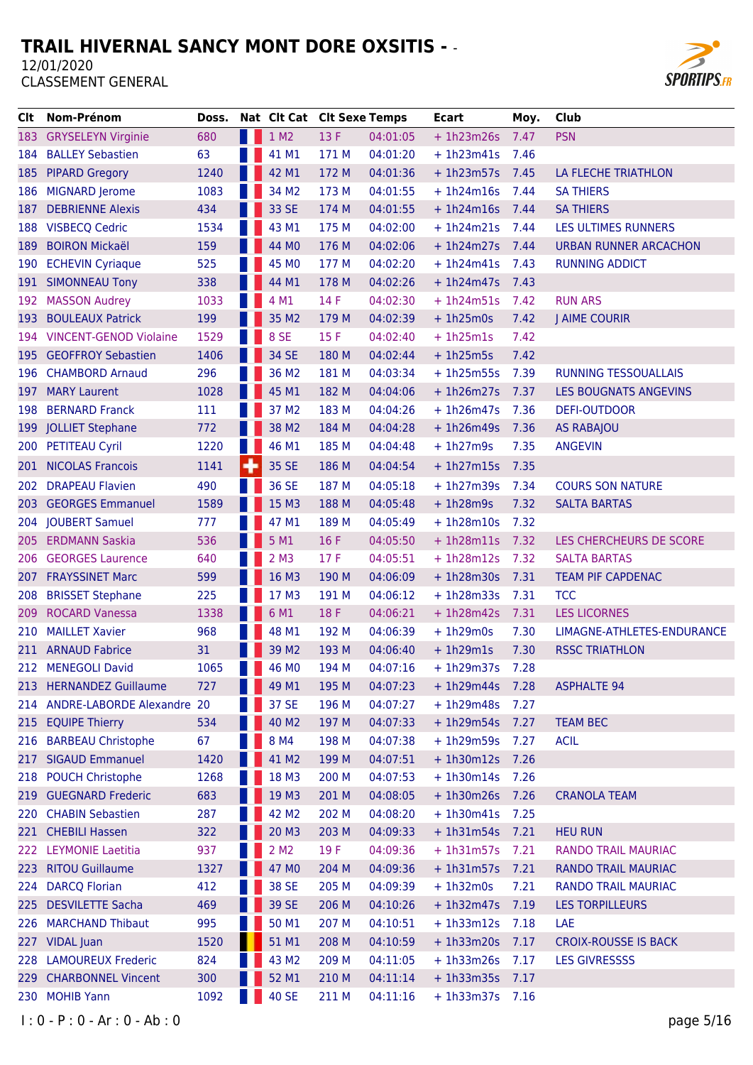# TRAIL HIVERNAL SANCY MONT DORE OXSITIS - -

12/01/2020

CLASSEMENT GENERAL

| Clt | Nom-Prénom | Doss. | Nat | Clt Cat | Clt Sexe | Temps | Ecart | Moy. | Club |
|---|---|---|---|---|---|---|---|---|---|
| 183 | GRYSELEYN Virginie | 680 | | 1 M2 | 13 F | 04:01:05 | + 1h23m26s | 7.47 | PSN |
| 184 | BALLEY Sebastien | 63 | | 41 M1 | 171 M | 04:01:20 | + 1h23m41s | 7.46 | |
| 185 | PIPARD Gregory | 1240 | | 42 M1 | 172 M | 04:01:36 | + 1h23m57s | 7.45 | LA FLECHE TRIATHLON |
| 186 | MIGNARD Jerome | 1083 | | 34 M2 | 173 M | 04:01:55 | + 1h24m16s | 7.44 | SA THIERS |
| 187 | DEBRIENNE Alexis | 434 | | 33 SE | 174 M | 04:01:55 | + 1h24m16s | 7.44 | SA THIERS |
| 188 | VISBECQ Cedric | 1534 | | 43 M1 | 175 M | 04:02:00 | + 1h24m21s | 7.44 | LES ULTIMES RUNNERS |
| 189 | BOIRON Mickaël | 159 | | 44 M0 | 176 M | 04:02:06 | + 1h24m27s | 7.44 | URBAN RUNNER ARCACHON |
| 190 | ECHEVIN Cyriaque | 525 | | 45 M0 | 177 M | 04:02:20 | + 1h24m41s | 7.43 | RUNNING ADDICT |
| 191 | SIMONNEAU Tony | 338 | | 44 M1 | 178 M | 04:02:26 | + 1h24m47s | 7.43 | |
| 192 | MASSON Audrey | 1033 | | 4 M1 | 14 F | 04:02:30 | + 1h24m51s | 7.42 | RUN ARS |
| 193 | BOULEAUX Patrick | 199 | | 35 M2 | 179 M | 04:02:39 | + 1h25m0s | 7.42 | J AIME COURIR |
| 194 | VINCENT-GENOD Violaine | 1529 | | 8 SE | 15 F | 04:02:40 | + 1h25m1s | 7.42 | |
| 195 | GEOFFROY Sebastien | 1406 | | 34 SE | 180 M | 04:02:44 | + 1h25m5s | 7.42 | |
| 196 | CHAMBORD Arnaud | 296 | | 36 M2 | 181 M | 04:03:34 | + 1h25m55s | 7.39 | RUNNING TESSOUALLAIS |
| 197 | MARY Laurent | 1028 | | 45 M1 | 182 M | 04:04:06 | + 1h26m27s | 7.37 | LES BOUGNATS ANGEVINS |
| 198 | BERNARD Franck | 111 | | 37 M2 | 183 M | 04:04:26 | + 1h26m47s | 7.36 | DEFI-OUTDOOR |
| 199 | JOLLIET Stephane | 772 | | 38 M2 | 184 M | 04:04:28 | + 1h26m49s | 7.36 | AS RABAJOU |
| 200 | PETITEAU Cyril | 1220 | | 46 M1 | 185 M | 04:04:48 | + 1h27m9s | 7.35 | ANGEVIN |
| 201 | NICOLAS Francois | 1141 | | 35 SE | 186 M | 04:04:54 | + 1h27m15s | 7.35 | |
| 202 | DRAPEAU Flavien | 490 | | 36 SE | 187 M | 04:05:18 | + 1h27m39s | 7.34 | COURS SON NATURE |
| 203 | GEORGES Emmanuel | 1589 | | 15 M3 | 188 M | 04:05:48 | + 1h28m9s | 7.32 | SALTA BARTAS |
| 204 | JOUBERT Samuel | 777 | | 47 M1 | 189 M | 04:05:49 | + 1h28m10s | 7.32 | |
| 205 | ERDMANN Saskia | 536 | | 5 M1 | 16 F | 04:05:50 | + 1h28m11s | 7.32 | LES CHERCHEURS DE SCORE |
| 206 | GEORGES Laurence | 640 | | 2 M3 | 17 F | 04:05:51 | + 1h28m12s | 7.32 | SALTA BARTAS |
| 207 | FRAYSSINET Marc | 599 | | 16 M3 | 190 M | 04:06:09 | + 1h28m30s | 7.31 | TEAM PIF CAPDENAC |
| 208 | BRISSET Stephane | 225 | | 17 M3 | 191 M | 04:06:12 | + 1h28m33s | 7.31 | TCC |
| 209 | ROCARD Vanessa | 1338 | | 6 M1 | 18 F | 04:06:21 | + 1h28m42s | 7.31 | LES LICORNES |
| 210 | MAILLET Xavier | 968 | | 48 M1 | 192 M | 04:06:39 | + 1h29m0s | 7.30 | LIMAGNE-ATHLETES-ENDURANCE |
| 211 | ARNAUD Fabrice | 31 | | 39 M2 | 193 M | 04:06:40 | + 1h29m1s | 7.30 | RSSC TRIATHLON |
| 212 | MENEGOLI David | 1065 | | 46 M0 | 194 M | 04:07:16 | + 1h29m37s | 7.28 | |
| 213 | HERNANDEZ Guillaume | 727 | | 49 M1 | 195 M | 04:07:23 | + 1h29m44s | 7.28 | ASPHALTE 94 |
| 214 | ANDRE-LABORDE Alexandre | 20 | | 37 SE | 196 M | 04:07:27 | + 1h29m48s | 7.27 | |
| 215 | EQUIPE Thierry | 534 | | 40 M2 | 197 M | 04:07:33 | + 1h29m54s | 7.27 | TEAM BEC |
| 216 | BARBEAU Christophe | 67 | | 8 M4 | 198 M | 04:07:38 | + 1h29m59s | 7.27 | ACIL |
| 217 | SIGAUD Emmanuel | 1420 | | 41 M2 | 199 M | 04:07:51 | + 1h30m12s | 7.26 | |
| 218 | POUCH Christophe | 1268 | | 18 M3 | 200 M | 04:07:53 | + 1h30m14s | 7.26 | |
| 219 | GUEGNARD Frederic | 683 | | 19 M3 | 201 M | 04:08:05 | + 1h30m26s | 7.26 | CRANOLA TEAM |
| 220 | CHABIN Sebastien | 287 | | 42 M2 | 202 M | 04:08:20 | + 1h30m41s | 7.25 | |
| 221 | CHEBILI Hassen | 322 | | 20 M3 | 203 M | 04:09:33 | + 1h31m54s | 7.21 | HEU RUN |
| 222 | LEYMONIE Laetitia | 937 | | 2 M2 | 19 F | 04:09:36 | + 1h31m57s | 7.21 | RANDO TRAIL MAURIAC |
| 223 | RITOU Guillaume | 1327 | | 47 M0 | 204 M | 04:09:36 | + 1h31m57s | 7.21 | RANDO TRAIL MAURIAC |
| 224 | DARCQ Florian | 412 | | 38 SE | 205 M | 04:09:39 | + 1h32m0s | 7.21 | RANDO TRAIL MAURIAC |
| 225 | DESVILETTE Sacha | 469 | | 39 SE | 206 M | 04:10:26 | + 1h32m47s | 7.19 | LES TORPILLEURS |
| 226 | MARCHAND Thibaut | 995 | | 50 M1 | 207 M | 04:10:51 | + 1h33m12s | 7.18 | LAE |
| 227 | VIDAL Juan | 1520 | | 51 M1 | 208 M | 04:10:59 | + 1h33m20s | 7.17 | CROIX-ROUSSE IS BACK |
| 228 | LAMOUREUX Frederic | 824 | | 43 M2 | 209 M | 04:11:05 | + 1h33m26s | 7.17 | LES GIVRESSSS |
| 229 | CHARBONNEL Vincent | 300 | | 52 M1 | 210 M | 04:11:14 | + 1h33m35s | 7.17 | |
| 230 | MOHIB Yann | 1092 | | 40 SE | 211 M | 04:11:16 | + 1h33m37s | 7.16 | |

I : 0 - P : 0 - Ar : 0 - Ab : 0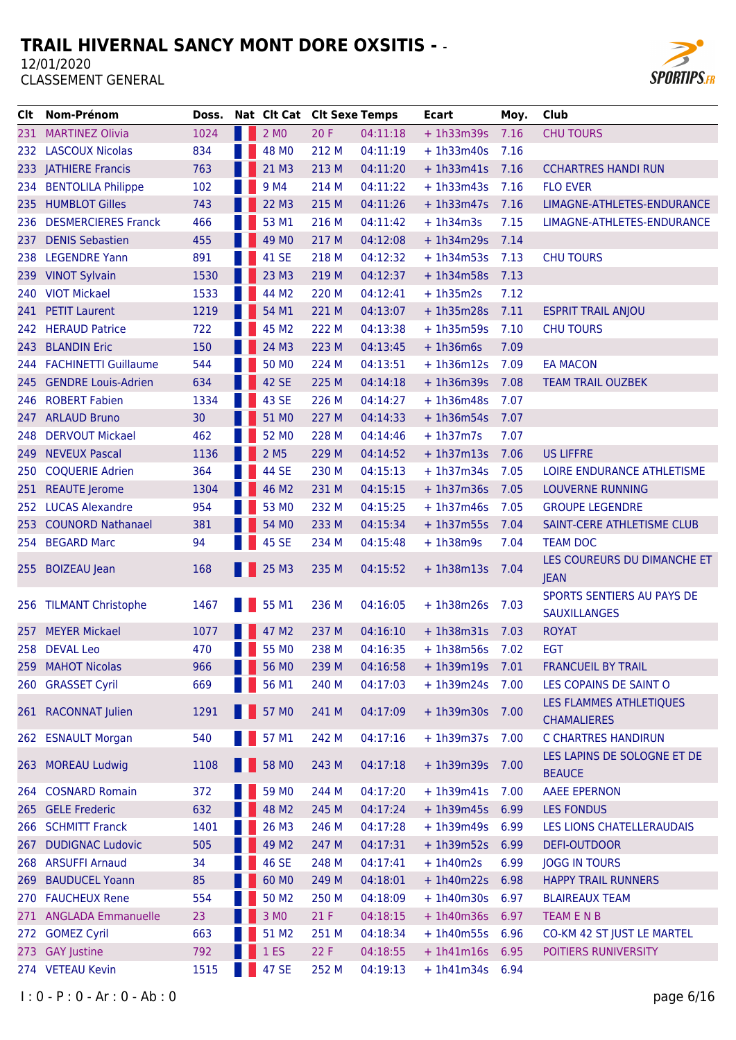# TRAIL HIVERNAL SANCY MONT DORE OXSITIS - -

12/01/2020

CLASSEMENT GENERAL

| Clt | Nom-Prénom | Doss. | Nat | Clt Cat | Clt Sexe | Temps | Ecart | Moy. | Club |
|---|---|---|---|---|---|---|---|---|---|
| 231 | MARTINEZ Olivia | 1024 | | 2 M0 | 20 F | 04:11:18 | + 1h33m39s | 7.16 | CHU TOURS |
| 232 | LASCOUX Nicolas | 834 | | 48 M0 | 212 M | 04:11:19 | + 1h33m40s | 7.16 | |
| 233 | JATHIERE Francis | 763 | | 21 M3 | 213 M | 04:11:20 | + 1h33m41s | 7.16 | CCHARTRES HANDI RUN |
| 234 | BENTOLILA Philippe | 102 | | 9 M4 | 214 M | 04:11:22 | + 1h33m43s | 7.16 | FLO EVER |
| 235 | HUMBLOT Gilles | 743 | | 22 M3 | 215 M | 04:11:26 | + 1h33m47s | 7.16 | LIMAGNE-ATHLETES-ENDURANCE |
| 236 | DESMERCIERES Franck | 466 | | 53 M1 | 216 M | 04:11:42 | + 1h34m3s | 7.15 | LIMAGNE-ATHLETES-ENDURANCE |
| 237 | DENIS Sebastien | 455 | | 49 M0 | 217 M | 04:12:08 | + 1h34m29s | 7.14 | |
| 238 | LEGENDRE Yann | 891 | | 41 SE | 218 M | 04:12:32 | + 1h34m53s | 7.13 | CHU TOURS |
| 239 | VINOT Sylvain | 1530 | | 23 M3 | 219 M | 04:12:37 | + 1h34m58s | 7.13 | |
| 240 | VIOT Mickael | 1533 | | 44 M2 | 220 M | 04:12:41 | + 1h35m2s | 7.12 | |
| 241 | PETIT Laurent | 1219 | | 54 M1 | 221 M | 04:13:07 | + 1h35m28s | 7.11 | ESPRIT TRAIL ANJOU |
| 242 | HERAUD Patrice | 722 | | 45 M2 | 222 M | 04:13:38 | + 1h35m59s | 7.10 | CHU TOURS |
| 243 | BLANDIN Eric | 150 | | 24 M3 | 223 M | 04:13:45 | + 1h36m6s | 7.09 | |
| 244 | FACHINETTI Guillaume | 544 | | 50 M0 | 224 M | 04:13:51 | + 1h36m12s | 7.09 | EA MACON |
| 245 | GENDRE Louis-Adrien | 634 | | 42 SE | 225 M | 04:14:18 | + 1h36m39s | 7.08 | TEAM TRAIL OUZBEK |
| 246 | ROBERT Fabien | 1334 | | 43 SE | 226 M | 04:14:27 | + 1h36m48s | 7.07 | |
| 247 | ARLAUD Bruno | 30 | | 51 M0 | 227 M | 04:14:33 | + 1h36m54s | 7.07 | |
| 248 | DERVOUT Mickael | 462 | | 52 M0 | 228 M | 04:14:46 | + 1h37m7s | 7.07 | |
| 249 | NEVEUX Pascal | 1136 | | 2 M5 | 229 M | 04:14:52 | + 1h37m13s | 7.06 | US LIFFRE |
| 250 | COQUERIE Adrien | 364 | | 44 SE | 230 M | 04:15:13 | + 1h37m34s | 7.05 | LOIRE ENDURANCE ATHLETISME |
| 251 | REAUTE Jerome | 1304 | | 46 M2 | 231 M | 04:15:15 | + 1h37m36s | 7.05 | LOUVERNE RUNNING |
| 252 | LUCAS Alexandre | 954 | | 53 M0 | 232 M | 04:15:25 | + 1h37m46s | 7.05 | GROUPE LEGENDRE |
| 253 | COUNORD Nathanael | 381 | | 54 M0 | 233 M | 04:15:34 | + 1h37m55s | 7.04 | SAINT-CERE ATHLETISME CLUB |
| 254 | BEGARD Marc | 94 | | 45 SE | 234 M | 04:15:48 | + 1h38m9s | 7.04 | TEAM DOC |
| 255 | BOIZEAU Jean | 168 | | 25 M3 | 235 M | 04:15:52 | + 1h38m13s | 7.04 | LES COUREURS DU DIMANCHE ET JEAN |
| 256 | TILMANT Christophe | 1467 | | 55 M1 | 236 M | 04:16:05 | + 1h38m26s | 7.03 | SPORTS SENTIERS AU PAYS DE SAUXILLANGES |
| 257 | MEYER Mickael | 1077 | | 47 M2 | 237 M | 04:16:10 | + 1h38m31s | 7.03 | ROYAT |
| 258 | DEVAL Leo | 470 | | 55 M0 | 238 M | 04:16:35 | + 1h38m56s | 7.02 | EGT |
| 259 | MAHOT Nicolas | 966 | | 56 M0 | 239 M | 04:16:58 | + 1h39m19s | 7.01 | FRANCUEIL BY TRAIL |
| 260 | GRASSET Cyril | 669 | | 56 M1 | 240 M | 04:17:03 | + 1h39m24s | 7.00 | LES COPAINS DE SAINT O |
| 261 | RACONNAT Julien | 1291 | | 57 M0 | 241 M | 04:17:09 | + 1h39m30s | 7.00 | LES FLAMMES ATHLETIQUES CHAMALIERES |
| 262 | ESNAULT Morgan | 540 | | 57 M1 | 242 M | 04:17:16 | + 1h39m37s | 7.00 | C CHARTRES HANDIRUN |
| 263 | MOREAU Ludwig | 1108 | | 58 M0 | 243 M | 04:17:18 | + 1h39m39s | 7.00 | LES LAPINS DE SOLOGNE ET DE BEAUCE |
| 264 | COSNARD Romain | 372 | | 59 M0 | 244 M | 04:17:20 | + 1h39m41s | 7.00 | AAEE EPERNON |
| 265 | GELE Frederic | 632 | | 48 M2 | 245 M | 04:17:24 | + 1h39m45s | 6.99 | LES FONDUS |
| 266 | SCHMITT Franck | 1401 | | 26 M3 | 246 M | 04:17:28 | + 1h39m49s | 6.99 | LES LIONS CHATELLERAUDAIS |
| 267 | DUDIGNAC Ludovic | 505 | | 49 M2 | 247 M | 04:17:31 | + 1h39m52s | 6.99 | DEFI-OUTDOOR |
| 268 | ARSUFFI Arnaud | 34 | | 46 SE | 248 M | 04:17:41 | + 1h40m2s | 6.99 | JOGG IN TOURS |
| 269 | BAUDUCEL Yoann | 85 | | 60 M0 | 249 M | 04:18:01 | + 1h40m22s | 6.98 | HAPPY TRAIL RUNNERS |
| 270 | FAUCHEUX Rene | 554 | | 50 M2 | 250 M | 04:18:09 | + 1h40m30s | 6.97 | BLAIREAUX TEAM |
| 271 | ANGLADA Emmanuelle | 23 | | 3 M0 | 21 F | 04:18:15 | + 1h40m36s | 6.97 | TEAM E N B |
| 272 | GOMEZ Cyril | 663 | | 51 M2 | 251 M | 04:18:34 | + 1h40m55s | 6.96 | CO-KM 42 ST JUST LE MARTEL |
| 273 | GAY Justine | 792 | | 1 ES | 22 F | 04:18:55 | + 1h41m16s | 6.95 | POITIERS RUNIVERSITY |
| 274 | VETEAU Kevin | 1515 | | 47 SE | 252 M | 04:19:13 | + 1h41m34s | 6.94 | |

I : 0 - P : 0 - Ar : 0 - Ab : 0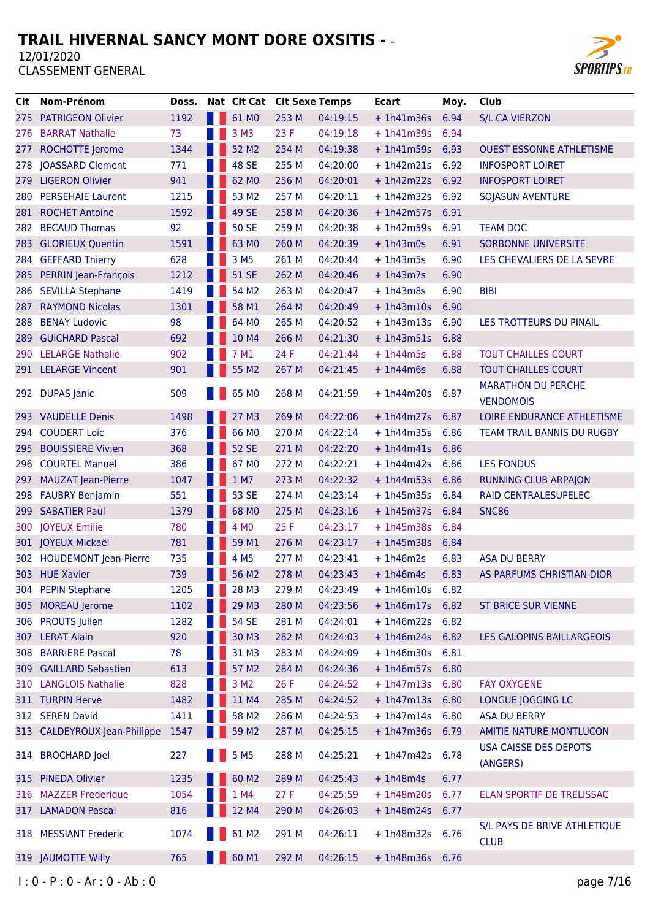# TRAIL HIVERNAL SANCY MONT DORE OXSITIS - -

12/01/2020

CLASSEMENT GENERAL

| Clt | Nom-Prénom | Doss. | Nat | Clt Cat | Clt Sexe | Temps | Ecart | Moy. | Club |
|---|---|---|---|---|---|---|---|---|---|
| 275 | PATRIGEON Olivier | 1192 | | 61 M0 | 253 M | 04:19:15 | + 1h41m36s | 6.94 | S/L CA VIERZON |
| 276 | BARRAT Nathalie | 73 | | 3 M3 | 23 F | 04:19:18 | + 1h41m39s | 6.94 | |
| 277 | ROCHOTTE Jerome | 1344 | | 52 M2 | 254 M | 04:19:38 | + 1h41m59s | 6.93 | OUEST ESSONNE ATHLETISME |
| 278 | JOASSARD Clement | 771 | | 48 SE | 255 M | 04:20:00 | + 1h42m21s | 6.92 | INFOSPORT LOIRET |
| 279 | LIGERON Olivier | 941 | | 62 M0 | 256 M | 04:20:01 | + 1h42m22s | 6.92 | INFOSPORT LOIRET |
| 280 | PERSEHAIE Laurent | 1215 | | 53 M2 | 257 M | 04:20:11 | + 1h42m32s | 6.92 | SOJASUN AVENTURE |
| 281 | ROCHET Antoine | 1592 | | 49 SE | 258 M | 04:20:36 | + 1h42m57s | 6.91 | |
| 282 | BECAUD Thomas | 92 | | 50 SE | 259 M | 04:20:38 | + 1h42m59s | 6.91 | TEAM DOC |
| 283 | GLORIEUX Quentin | 1591 | | 63 M0 | 260 M | 04:20:39 | + 1h43m0s | 6.91 | SORBONNE UNIVERSITE |
| 284 | GEFFARD Thierry | 628 | | 3 M5 | 261 M | 04:20:44 | + 1h43m5s | 6.90 | LES CHEVALIERS DE LA SEVRE |
| 285 | PERRIN Jean-François | 1212 | | 51 SE | 262 M | 04:20:46 | + 1h43m7s | 6.90 | |
| 286 | SEVILLA Stephane | 1419 | | 54 M2 | 263 M | 04:20:47 | + 1h43m8s | 6.90 | BIBI |
| 287 | RAYMOND Nicolas | 1301 | | 58 M1 | 264 M | 04:20:49 | + 1h43m10s | 6.90 | |
| 288 | BENAY Ludovic | 98 | | 64 M0 | 265 M | 04:20:52 | + 1h43m13s | 6.90 | LES TROTTEURS DU PINAIL |
| 289 | GUICHARD Pascal | 692 | | 10 M4 | 266 M | 04:21:30 | + 1h43m51s | 6.88 | |
| 290 | LELARGE Nathalie | 902 | | 7 M1 | 24 F | 04:21:44 | + 1h44m5s | 6.88 | TOUT CHAILLES COURT |
| 291 | LELARGE Vincent | 901 | | 55 M2 | 267 M | 04:21:45 | + 1h44m6s | 6.88 | TOUT CHAILLES COURT |
| 292 | DUPAS Janic | 509 | | 65 M0 | 268 M | 04:21:59 | + 1h44m20s | 6.87 | MARATHON DU PERCHE VENDOMOIS |
| 293 | VAUDELLE Denis | 1498 | | 27 M3 | 269 M | 04:22:06 | + 1h44m27s | 6.87 | LOIRE ENDURANCE ATHLETISME |
| 294 | COUDERT Loic | 376 | | 66 M0 | 270 M | 04:22:14 | + 1h44m35s | 6.86 | TEAM TRAIL BANNIS DU RUGBY |
| 295 | BOUISSIERE Vivien | 368 | | 52 SE | 271 M | 04:22:20 | + 1h44m41s | 6.86 | |
| 296 | COURTEL Manuel | 386 | | 67 M0 | 272 M | 04:22:21 | + 1h44m42s | 6.86 | LES FONDUS |
| 297 | MAUZAT Jean-Pierre | 1047 | | 1 M7 | 273 M | 04:22:32 | + 1h44m53s | 6.86 | RUNNING CLUB ARPAJON |
| 298 | FAUBRY Benjamin | 551 | | 53 SE | 274 M | 04:23:14 | + 1h45m35s | 6.84 | RAID CENTRALESUPELEC |
| 299 | SABATIER Paul | 1379 | | 68 M0 | 275 M | 04:23:16 | + 1h45m37s | 6.84 | SNC86 |
| 300 | JOYEUX Emilie | 780 | | 4 M0 | 25 F | 04:23:17 | + 1h45m38s | 6.84 | |
| 301 | JOYEUX Mickaël | 781 | | 59 M1 | 276 M | 04:23:17 | + 1h45m38s | 6.84 | |
| 302 | HOUDEMONT Jean-Pierre | 735 | | 4 M5 | 277 M | 04:23:41 | + 1h46m2s | 6.83 | ASA DU BERRY |
| 303 | HUE Xavier | 739 | | 56 M2 | 278 M | 04:23:43 | + 1h46m4s | 6.83 | AS PARFUMS CHRISTIAN DIOR |
| 304 | PEPIN Stephane | 1205 | | 28 M3 | 279 M | 04:23:49 | + 1h46m10s | 6.82 | |
| 305 | MOREAU Jerome | 1102 | | 29 M3 | 280 M | 04:23:56 | + 1h46m17s | 6.82 | ST BRICE SUR VIENNE |
| 306 | PROUTS Julien | 1282 | | 54 SE | 281 M | 04:24:01 | + 1h46m22s | 6.82 | |
| 307 | LERAT Alain | 920 | | 30 M3 | 282 M | 04:24:03 | + 1h46m24s | 6.82 | LES GALOPINS BAILLARGEOIS |
| 308 | BARRIERE Pascal | 78 | | 31 M3 | 283 M | 04:24:09 | + 1h46m30s | 6.81 | |
| 309 | GAILLARD Sebastien | 613 | | 57 M2 | 284 M | 04:24:36 | + 1h46m57s | 6.80 | |
| 310 | LANGLOIS Nathalie | 828 | | 3 M2 | 26 F | 04:24:52 | + 1h47m13s | 6.80 | FAY OXYGENE |
| 311 | TURPIN Herve | 1482 | | 11 M4 | 285 M | 04:24:52 | + 1h47m13s | 6.80 | LONGUE JOGGING LC |
| 312 | SEREN David | 1411 | | 58 M2 | 286 M | 04:24:53 | + 1h47m14s | 6.80 | ASA DU BERRY |
| 313 | CALDEYROUX Jean-Philippe | 1547 | | 59 M2 | 287 M | 04:25:15 | + 1h47m36s | 6.79 | AMITIE NATURE MONTLUCON |
| 314 | BROCHARD Joel | 227 | | 5 M5 | 288 M | 04:25:21 | + 1h47m42s | 6.78 | USA CAISSE DES DEPOTS (ANGERS) |
| 315 | PINEDA Olivier | 1235 | | 60 M2 | 289 M | 04:25:43 | + 1h48m4s | 6.77 | |
| 316 | MAZZER Frederique | 1054 | | 1 M4 | 27 F | 04:25:59 | + 1h48m20s | 6.77 | ELAN SPORTIF DE TRELISSAC |
| 317 | LAMADON Pascal | 816 | | 12 M4 | 290 M | 04:26:03 | + 1h48m24s | 6.77 | |
| 318 | MESSIANT Frederic | 1074 | | 61 M2 | 291 M | 04:26:11 | + 1h48m32s | 6.76 | S/L PAYS DE BRIVE ATHLETIQUE CLUB |
| 319 | JAUMOTTE Willy | 765 | | 60 M1 | 292 M | 04:26:15 | + 1h48m36s | 6.76 | |

I : 0 - P : 0 - Ar : 0 - Ab : 0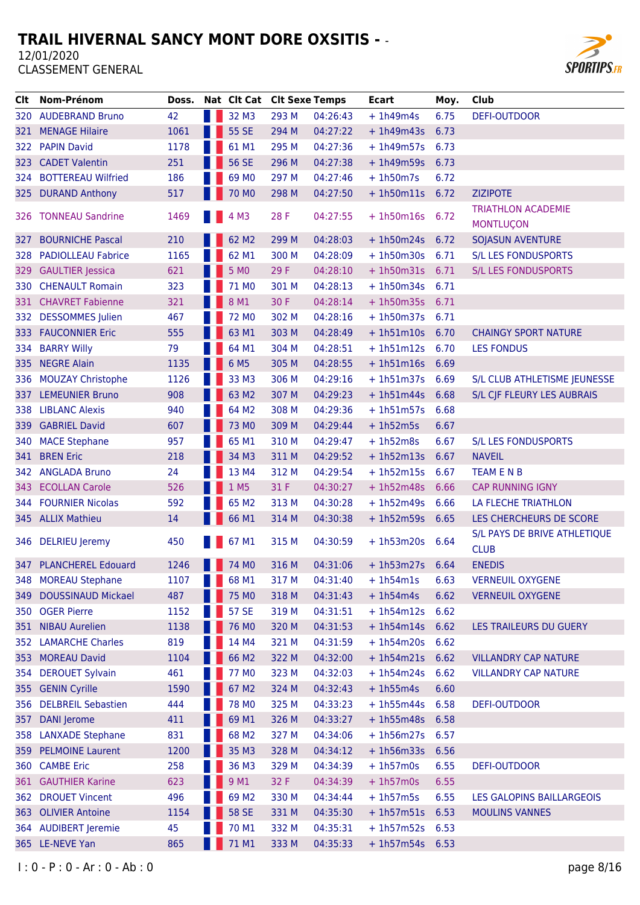# TRAIL HIVERNAL SANCY MONT DORE OXSITIS - -

12/01/2020

CLASSEMENT GENERAL

| Clt | Nom-Prénom | Doss. | Nat | Clt Cat | Clt Sexe | Temps | Ecart | Moy. | Club |
|---|---|---|---|---|---|---|---|---|---|
| 320 | AUDEBRAND Bruno | 42 | | 32 M3 | 293 M | 04:26:43 | + 1h49m4s | 6.75 | DEFI-OUTDOOR |
| 321 | MENAGE Hilaire | 1061 | | 55 SE | 294 M | 04:27:22 | + 1h49m43s | 6.73 | |
| 322 | PAPIN David | 1178 | | 61 M1 | 295 M | 04:27:36 | + 1h49m57s | 6.73 | |
| 323 | CADET Valentin | 251 | | 56 SE | 296 M | 04:27:38 | + 1h49m59s | 6.73 | |
| 324 | BOTTEREAU Wilfried | 186 | | 69 M0 | 297 M | 04:27:46 | + 1h50m7s | 6.72 | |
| 325 | DURAND Anthony | 517 | | 70 M0 | 298 M | 04:27:50 | + 1h50m11s | 6.72 | ZIZIPOTE |
| 326 | TONNEAU Sandrine | 1469 | | 4 M3 | 28 F | 04:27:55 | + 1h50m16s | 6.72 | TRIATHLON ACADEMIE MONTLUÇON |
| 327 | BOURNICHE Pascal | 210 | | 62 M2 | 299 M | 04:28:03 | + 1h50m24s | 6.72 | SOJASUN AVENTURE |
| 328 | PADIOLLEAU Fabrice | 1165 | | 62 M1 | 300 M | 04:28:09 | + 1h50m30s | 6.71 | S/L LES FONDUSPORTS |
| 329 | GAULTIER Jessica | 621 | | 5 M0 | 29 F | 04:28:10 | + 1h50m31s | 6.71 | S/L LES FONDUSPORTS |
| 330 | CHENAULT Romain | 323 | | 71 M0 | 301 M | 04:28:13 | + 1h50m34s | 6.71 | |
| 331 | CHAVRET Fabienne | 321 | | 8 M1 | 30 F | 04:28:14 | + 1h50m35s | 6.71 | |
| 332 | DESSOMMES Julien | 467 | | 72 M0 | 302 M | 04:28:16 | + 1h50m37s | 6.71 | |
| 333 | FAUCONNIER Eric | 555 | | 63 M1 | 303 M | 04:28:49 | + 1h51m10s | 6.70 | CHAINGY SPORT NATURE |
| 334 | BARRY Willy | 79 | | 64 M1 | 304 M | 04:28:51 | + 1h51m12s | 6.70 | LES FONDUS |
| 335 | NEGRE Alain | 1135 | | 6 M5 | 305 M | 04:28:55 | + 1h51m16s | 6.69 | |
| 336 | MOUZAY Christophe | 1126 | | 33 M3 | 306 M | 04:29:16 | + 1h51m37s | 6.69 | S/L CLUB ATHLETISME JEUNESSE |
| 337 | LEMEUNIER Bruno | 908 | | 63 M2 | 307 M | 04:29:23 | + 1h51m44s | 6.68 | S/L CJF FLEURY LES AUBRAIS |
| 338 | LIBLANC Alexis | 940 | | 64 M2 | 308 M | 04:29:36 | + 1h51m57s | 6.68 | |
| 339 | GABRIEL David | 607 | | 73 M0 | 309 M | 04:29:44 | + 1h52m5s | 6.67 | |
| 340 | MACE Stephane | 957 | | 65 M1 | 310 M | 04:29:47 | + 1h52m8s | 6.67 | S/L LES FONDUSPORTS |
| 341 | BREN Eric | 218 | | 34 M3 | 311 M | 04:29:52 | + 1h52m13s | 6.67 | NAVEIL |
| 342 | ANGLADA Bruno | 24 | | 13 M4 | 312 M | 04:29:54 | + 1h52m15s | 6.67 | TEAM E N B |
| 343 | ECOLLAN Carole | 526 | | 1 M5 | 31 F | 04:30:27 | + 1h52m48s | 6.66 | CAP RUNNING IGNY |
| 344 | FOURNIER Nicolas | 592 | | 65 M2 | 313 M | 04:30:28 | + 1h52m49s | 6.66 | LA FLECHE TRIATHLON |
| 345 | ALLIX Mathieu | 14 | | 66 M1 | 314 M | 04:30:38 | + 1h52m59s | 6.65 | LES CHERCHEURS DE SCORE |
| 346 | DELRIEU Jeremy | 450 | | 67 M1 | 315 M | 04:30:59 | + 1h53m20s | 6.64 | S/L PAYS DE BRIVE ATHLETIQUE CLUB |
| 347 | PLANCHEREL Edouard | 1246 | | 74 M0 | 316 M | 04:31:06 | + 1h53m27s | 6.64 | ENEDIS |
| 348 | MOREAU Stephane | 1107 | | 68 M1 | 317 M | 04:31:40 | + 1h54m1s | 6.63 | VERNEUIL OXYGENE |
| 349 | DOUSSINAUD Mickael | 487 | | 75 M0 | 318 M | 04:31:43 | + 1h54m4s | 6.62 | VERNEUIL OXYGENE |
| 350 | OGER Pierre | 1152 | | 57 SE | 319 M | 04:31:51 | + 1h54m12s | 6.62 | |
| 351 | NIBAU Aurelien | 1138 | | 76 M0 | 320 M | 04:31:53 | + 1h54m14s | 6.62 | LES TRAILEURS DU GUERY |
| 352 | LAMARCHE Charles | 819 | | 14 M4 | 321 M | 04:31:59 | + 1h54m20s | 6.62 | |
| 353 | MOREAU David | 1104 | | 66 M2 | 322 M | 04:32:00 | + 1h54m21s | 6.62 | VILLANDRY CAP NATURE |
| 354 | DEROUET Sylvain | 461 | | 77 M0 | 323 M | 04:32:03 | + 1h54m24s | 6.62 | VILLANDRY CAP NATURE |
| 355 | GENIN Cyrille | 1590 | | 67 M2 | 324 M | 04:32:43 | + 1h55m4s | 6.60 | |
| 356 | DELBREIL Sebastien | 444 | | 78 M0 | 325 M | 04:33:23 | + 1h55m44s | 6.58 | DEFI-OUTDOOR |
| 357 | DANI Jerome | 411 | | 69 M1 | 326 M | 04:33:27 | + 1h55m48s | 6.58 | |
| 358 | LANXADE Stephane | 831 | | 68 M2 | 327 M | 04:34:06 | + 1h56m27s | 6.57 | |
| 359 | PELMOINE Laurent | 1200 | | 35 M3 | 328 M | 04:34:12 | + 1h56m33s | 6.56 | |
| 360 | CAMBE Eric | 258 | | 36 M3 | 329 M | 04:34:39 | + 1h57m0s | 6.55 | DEFI-OUTDOOR |
| 361 | GAUTHIER Karine | 623 | | 9 M1 | 32 F | 04:34:39 | + 1h57m0s | 6.55 | |
| 362 | DROUET Vincent | 496 | | 69 M2 | 330 M | 04:34:44 | + 1h57m5s | 6.55 | LES GALOPINS BAILLARGEOIS |
| 363 | OLIVIER Antoine | 1154 | | 58 SE | 331 M | 04:35:30 | + 1h57m51s | 6.53 | MOULINS VANNES |
| 364 | AUDIBERT Jeremie | 45 | | 70 M1 | 332 M | 04:35:31 | + 1h57m52s | 6.53 | |
| 365 | LE-NEVE Yan | 865 | | 71 M1 | 333 M | 04:35:33 | + 1h57m54s | 6.53 | |

I : 0 - P : 0 - Ar : 0 - Ab : 0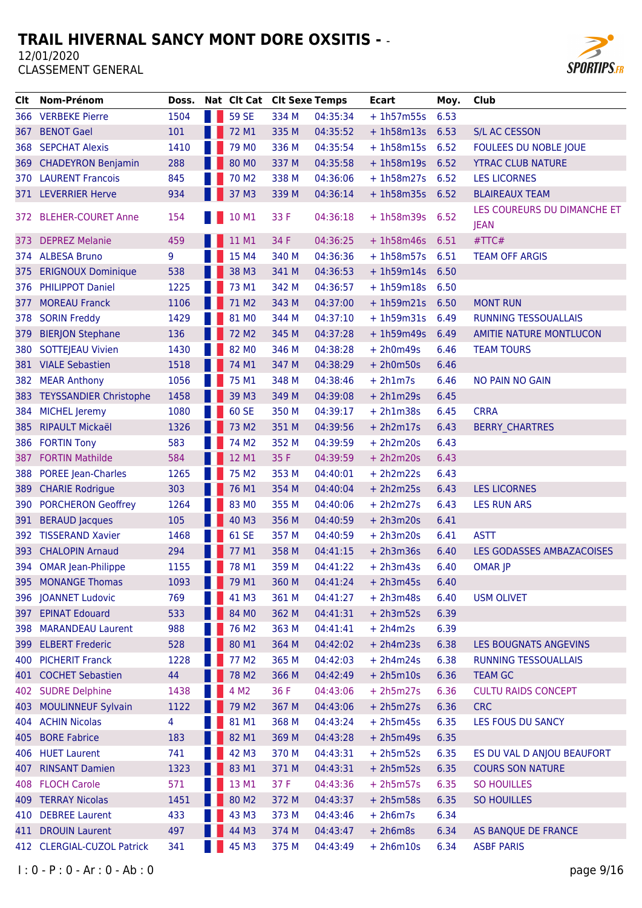# TRAIL HIVERNAL SANCY MONT DORE OXSITIS - -

12/01/2020

CLASSEMENT GENERAL

| Clt | Nom-Prénom | Doss. | Nat | Clt Cat | Clt Sexe | Temps | Ecart | Moy. | Club |
|---|---|---|---|---|---|---|---|---|---|
| 366 | VERBEKE Pierre | 1504 | | 59 SE | 334 M | 04:35:34 | + 1h57m55s | 6.53 | |
| 367 | BENOT Gael | 101 | | 72 M1 | 335 M | 04:35:52 | + 1h58m13s | 6.53 | S/L AC CESSON |
| 368 | SEPCHAT Alexis | 1410 | | 79 M0 | 336 M | 04:35:54 | + 1h58m15s | 6.52 | FOULEES DU NOBLE JOUE |
| 369 | CHADEYRON Benjamin | 288 | | 80 M0 | 337 M | 04:35:58 | + 1h58m19s | 6.52 | YTRAC CLUB NATURE |
| 370 | LAURENT Francois | 845 | | 70 M2 | 338 M | 04:36:06 | + 1h58m27s | 6.52 | LES LICORNES |
| 371 | LEVERRIER Herve | 934 | | 37 M3 | 339 M | 04:36:14 | + 1h58m35s | 6.52 | BLAIREAUX TEAM |
| 372 | BLEHER-COURET Anne | 154 | | 10 M1 | 33 F | 04:36:18 | + 1h58m39s | 6.52 | LES COUREURS DU DIMANCHE ET JEAN |
| 373 | DEPREZ Melanie | 459 | | 11 M1 | 34 F | 04:36:25 | + 1h58m46s | 6.51 | #TTC# |
| 374 | ALBESA Bruno | 9 | | 15 M4 | 340 M | 04:36:36 | + 1h58m57s | 6.51 | TEAM OFF ARGIS |
| 375 | ERIGNOUX Dominique | 538 | | 38 M3 | 341 M | 04:36:53 | + 1h59m14s | 6.50 | |
| 376 | PHILIPPOT Daniel | 1225 | | 73 M1 | 342 M | 04:36:57 | + 1h59m18s | 6.50 | |
| 377 | MOREAU Franck | 1106 | | 71 M2 | 343 M | 04:37:00 | + 1h59m21s | 6.50 | MONT RUN |
| 378 | SORIN Freddy | 1429 | | 81 M0 | 344 M | 04:37:10 | + 1h59m31s | 6.49 | RUNNING TESSOUALLAIS |
| 379 | BIERJON Stephane | 136 | | 72 M2 | 345 M | 04:37:28 | + 1h59m49s | 6.49 | AMITIE NATURE MONTLUCON |
| 380 | SOTTEJEAU Vivien | 1430 | | 82 M0 | 346 M | 04:38:28 | + 2h0m49s | 6.46 | TEAM TOURS |
| 381 | VIALE Sebastien | 1518 | | 74 M1 | 347 M | 04:38:29 | + 2h0m50s | 6.46 | |
| 382 | MEAR Anthony | 1056 | | 75 M1 | 348 M | 04:38:46 | + 2h1m7s | 6.46 | NO PAIN NO GAIN |
| 383 | TEYSSANDIER Christophe | 1458 | | 39 M3 | 349 M | 04:39:08 | + 2h1m29s | 6.45 | |
| 384 | MICHEL Jeremy | 1080 | | 60 SE | 350 M | 04:39:17 | + 2h1m38s | 6.45 | CRRA |
| 385 | RIPAULT Mickaël | 1326 | | 73 M2 | 351 M | 04:39:56 | + 2h2m17s | 6.43 | BERRY_CHARTRES |
| 386 | FORTIN Tony | 583 | | 74 M2 | 352 M | 04:39:59 | + 2h2m20s | 6.43 | |
| 387 | FORTIN Mathilde | 584 | | 12 M1 | 35 F | 04:39:59 | + 2h2m20s | 6.43 | |
| 388 | POREE Jean-Charles | 1265 | | 75 M2 | 353 M | 04:40:01 | + 2h2m22s | 6.43 | |
| 389 | CHARIE Rodrigue | 303 | | 76 M1 | 354 M | 04:40:04 | + 2h2m25s | 6.43 | LES LICORNES |
| 390 | PORCHERON Geoffrey | 1264 | | 83 M0 | 355 M | 04:40:06 | + 2h2m27s | 6.43 | LES RUN ARS |
| 391 | BERAUD Jacques | 105 | | 40 M3 | 356 M | 04:40:59 | + 2h3m20s | 6.41 | |
| 392 | TISSERAND Xavier | 1468 | | 61 SE | 357 M | 04:40:59 | + 2h3m20s | 6.41 | ASTT |
| 393 | CHALOPIN Arnaud | 294 | | 77 M1 | 358 M | 04:41:15 | + 2h3m36s | 6.40 | LES GODASSES AMBAZACOISES |
| 394 | OMAR Jean-Philippe | 1155 | | 78 M1 | 359 M | 04:41:22 | + 2h3m43s | 6.40 | OMAR JP |
| 395 | MONANGE Thomas | 1093 | | 79 M1 | 360 M | 04:41:24 | + 2h3m45s | 6.40 | |
| 396 | JOANNET Ludovic | 769 | | 41 M3 | 361 M | 04:41:27 | + 2h3m48s | 6.40 | USM OLIVET |
| 397 | EPINAT Edouard | 533 | | 84 M0 | 362 M | 04:41:31 | + 2h3m52s | 6.39 | |
| 398 | MARANDEAU Laurent | 988 | | 76 M2 | 363 M | 04:41:41 | + 2h4m2s | 6.39 | |
| 399 | ELBERT Frederic | 528 | | 80 M1 | 364 M | 04:42:02 | + 2h4m23s | 6.38 | LES BOUGNATS ANGEVINS |
| 400 | PICHERIT Franck | 1228 | | 77 M2 | 365 M | 04:42:03 | + 2h4m24s | 6.38 | RUNNING TESSOUALLAIS |
| 401 | COCHET Sebastien | 44 | | 78 M2 | 366 M | 04:42:49 | + 2h5m10s | 6.36 | TEAM GC |
| 402 | SUDRE Delphine | 1438 | | 4 M2 | 36 F | 04:43:06 | + 2h5m27s | 6.36 | CULTU RAIDS CONCEPT |
| 403 | MOULINNEUF Sylvain | 1122 | | 79 M2 | 367 M | 04:43:06 | + 2h5m27s | 6.36 | CRC |
| 404 | ACHIN Nicolas | 4 | | 81 M1 | 368 M | 04:43:24 | + 2h5m45s | 6.35 | LES FOUS DU SANCY |
| 405 | BORE Fabrice | 183 | | 82 M1 | 369 M | 04:43:28 | + 2h5m49s | 6.35 | |
| 406 | HUET Laurent | 741 | | 42 M3 | 370 M | 04:43:31 | + 2h5m52s | 6.35 | ES DU VAL D ANJOU BEAUFORT |
| 407 | RINSANT Damien | 1323 | | 83 M1 | 371 M | 04:43:31 | + 2h5m52s | 6.35 | COURS SON NATURE |
| 408 | FLOCH Carole | 571 | | 13 M1 | 37 F | 04:43:36 | + 2h5m57s | 6.35 | SO HOUILLES |
| 409 | TERRAY Nicolas | 1451 | | 80 M2 | 372 M | 04:43:37 | + 2h5m58s | 6.35 | SO HOUILLES |
| 410 | DEBREE Laurent | 433 | | 43 M3 | 373 M | 04:43:46 | + 2h6m7s | 6.34 | |
| 411 | DROUIN Laurent | 497 | | 44 M3 | 374 M | 04:43:47 | + 2h6m8s | 6.34 | AS BANQUE DE FRANCE |
| 412 | CLERGIAL-CUZOL Patrick | 341 | | 45 M3 | 375 M | 04:43:49 | + 2h6m10s | 6.34 | ASBF PARIS |

I : 0 - P : 0 - Ar : 0 - Ab : 0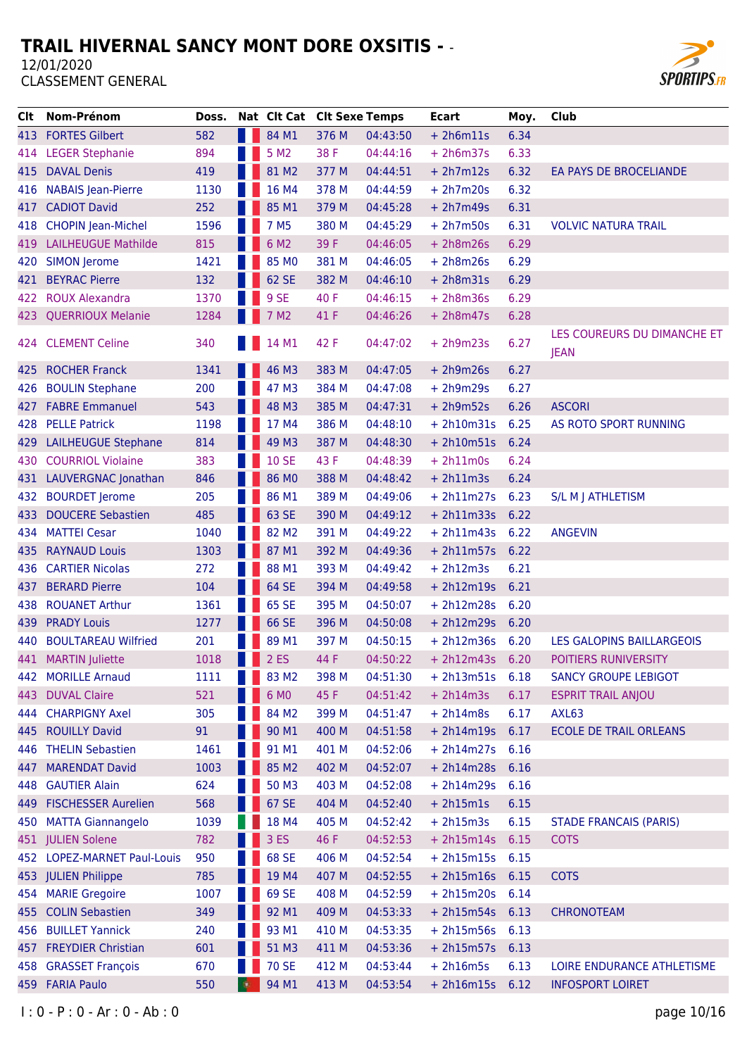# TRAIL HIVERNAL SANCY MONT DORE OXSITIS - -

12/01/2020

CLASSEMENT GENERAL

| Clt | Nom-Prénom | Doss. | Nat | Clt Cat | Clt Sexe | Temps | Ecart | Moy. | Club |
|---|---|---|---|---|---|---|---|---|---|
| 413 | FORTES Gilbert | 582 | | 84 M1 | 376 M | 04:43:50 | + 2h6m11s | 6.34 | |
| 414 | LEGER Stephanie | 894 | | 5 M2 | 38 F | 04:44:16 | + 2h6m37s | 6.33 | |
| 415 | DAVAL Denis | 419 | | 81 M2 | 377 M | 04:44:51 | + 2h7m12s | 6.32 | EA PAYS DE BROCELIANDE |
| 416 | NABAIS Jean-Pierre | 1130 | | 16 M4 | 378 M | 04:44:59 | + 2h7m20s | 6.32 | |
| 417 | CADIOT David | 252 | | 85 M1 | 379 M | 04:45:28 | + 2h7m49s | 6.31 | |
| 418 | CHOPIN Jean-Michel | 1596 | | 7 M5 | 380 M | 04:45:29 | + 2h7m50s | 6.31 | VOLVIC NATURA TRAIL |
| 419 | LAILHEUGUE Mathilde | 815 | | 6 M2 | 39 F | 04:46:05 | + 2h8m26s | 6.29 | |
| 420 | SIMON Jerome | 1421 | | 85 M0 | 381 M | 04:46:05 | + 2h8m26s | 6.29 | |
| 421 | BEYRAC Pierre | 132 | | 62 SE | 382 M | 04:46:10 | + 2h8m31s | 6.29 | |
| 422 | ROUX Alexandra | 1370 | | 9 SE | 40 F | 04:46:15 | + 2h8m36s | 6.29 | |
| 423 | QUERRIOUX Melanie | 1284 | | 7 M2 | 41 F | 04:46:26 | + 2h8m47s | 6.28 | |
| 424 | CLEMENT Celine | 340 | | 14 M1 | 42 F | 04:47:02 | + 2h9m23s | 6.27 | LES COUREURS DU DIMANCHE ET JEAN |
| 425 | ROCHER Franck | 1341 | | 46 M3 | 383 M | 04:47:05 | + 2h9m26s | 6.27 | |
| 426 | BOULIN Stephane | 200 | | 47 M3 | 384 M | 04:47:08 | + 2h9m29s | 6.27 | |
| 427 | FABRE Emmanuel | 543 | | 48 M3 | 385 M | 04:47:31 | + 2h9m52s | 6.26 | ASCORI |
| 428 | PELLE Patrick | 1198 | | 17 M4 | 386 M | 04:48:10 | + 2h10m31s | 6.25 | AS ROTO SPORT RUNNING |
| 429 | LAILHEUGUE Stephane | 814 | | 49 M3 | 387 M | 04:48:30 | + 2h10m51s | 6.24 | |
| 430 | COURRIOL Violaine | 383 | | 10 SE | 43 F | 04:48:39 | + 2h11m0s | 6.24 | |
| 431 | LAUVERGNAC Jonathan | 846 | | 86 M0 | 388 M | 04:48:42 | + 2h11m3s | 6.24 | |
| 432 | BOURDET Jerome | 205 | | 86 M1 | 389 M | 04:49:06 | + 2h11m27s | 6.23 | S/L M J ATHLETISM |
| 433 | DOUCERE Sebastien | 485 | | 63 SE | 390 M | 04:49:12 | + 2h11m33s | 6.22 | |
| 434 | MATTEI Cesar | 1040 | | 82 M2 | 391 M | 04:49:22 | + 2h11m43s | 6.22 | ANGEVIN |
| 435 | RAYNAUD Louis | 1303 | | 87 M1 | 392 M | 04:49:36 | + 2h11m57s | 6.22 | |
| 436 | CARTIER Nicolas | 272 | | 88 M1 | 393 M | 04:49:42 | + 2h12m3s | 6.21 | |
| 437 | BERARD Pierre | 104 | | 64 SE | 394 M | 04:49:58 | + 2h12m19s | 6.21 | |
| 438 | ROUANET Arthur | 1361 | | 65 SE | 395 M | 04:50:07 | + 2h12m28s | 6.20 | |
| 439 | PRADY Louis | 1277 | | 66 SE | 396 M | 04:50:08 | + 2h12m29s | 6.20 | |
| 440 | BOULTAREAU Wilfried | 201 | | 89 M1 | 397 M | 04:50:15 | + 2h12m36s | 6.20 | LES GALOPINS BAILLARGEOIS |
| 441 | MARTIN Juliette | 1018 | | 2 ES | 44 F | 04:50:22 | + 2h12m43s | 6.20 | POITIERS RUNIVERSITY |
| 442 | MORILLE Arnaud | 1111 | | 83 M2 | 398 M | 04:51:30 | + 2h13m51s | 6.18 | SANCY GROUPE LEBIGOT |
| 443 | DUVAL Claire | 521 | | 6 M0 | 45 F | 04:51:42 | + 2h14m3s | 6.17 | ESPRIT TRAIL ANJOU |
| 444 | CHARPIGNY Axel | 305 | | 84 M2 | 399 M | 04:51:47 | + 2h14m8s | 6.17 | AXL63 |
| 445 | ROUILLY David | 91 | | 90 M1 | 400 M | 04:51:58 | + 2h14m19s | 6.17 | ECOLE DE TRAIL ORLEANS |
| 446 | THELIN Sebastien | 1461 | | 91 M1 | 401 M | 04:52:06 | + 2h14m27s | 6.16 | |
| 447 | MARENDAT David | 1003 | | 85 M2 | 402 M | 04:52:07 | + 2h14m28s | 6.16 | |
| 448 | GAUTIER Alain | 624 | | 50 M3 | 403 M | 04:52:08 | + 2h14m29s | 6.16 | |
| 449 | FISCHESSER Aurelien | 568 | | 67 SE | 404 M | 04:52:40 | + 2h15m1s | 6.15 | |
| 450 | MATTA Giannangelo | 1039 | | 18 M4 | 405 M | 04:52:42 | + 2h15m3s | 6.15 | STADE FRANCAIS (PARIS) |
| 451 | JULIEN Solene | 782 | | 3 ES | 46 F | 04:52:53 | + 2h15m14s | 6.15 | COTS |
| 452 | LOPEZ-MARNET Paul-Louis | 950 | | 68 SE | 406 M | 04:52:54 | + 2h15m15s | 6.15 | |
| 453 | JULIEN Philippe | 785 | | 19 M4 | 407 M | 04:52:55 | + 2h15m16s | 6.15 | COTS |
| 454 | MARIE Gregoire | 1007 | | 69 SE | 408 M | 04:52:59 | + 2h15m20s | 6.14 | |
| 455 | COLIN Sebastien | 349 | | 92 M1 | 409 M | 04:53:33 | + 2h15m54s | 6.13 | CHRONOTEAM |
| 456 | BUILLET Yannick | 240 | | 93 M1 | 410 M | 04:53:35 | + 2h15m56s | 6.13 | |
| 457 | FREYDIER Christian | 601 | | 51 M3 | 411 M | 04:53:36 | + 2h15m57s | 6.13 | |
| 458 | GRASSET François | 670 | | 70 SE | 412 M | 04:53:44 | + 2h16m5s | 6.13 | LOIRE ENDURANCE ATHLETISME |
| 459 | FARIA Paulo | 550 | | 94 M1 | 413 M | 04:53:54 | + 2h16m15s | 6.12 | INFOSPORT LOIRET |

I : 0 - P : 0 - Ar : 0 - Ab : 0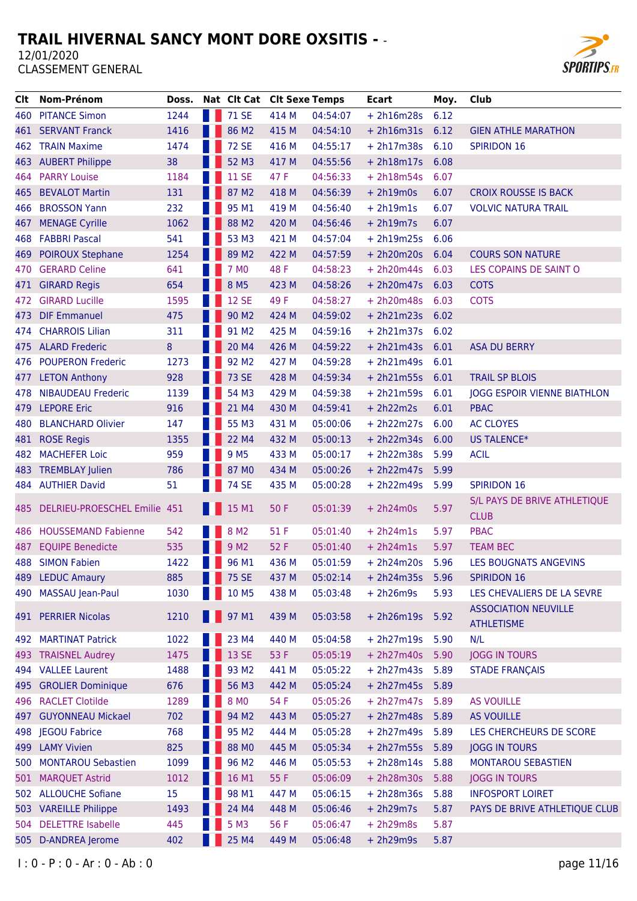# TRAIL HIVERNAL SANCY MONT DORE OXSITIS - -

12/01/2020

CLASSEMENT GENERAL

| Clt | Nom-Prénom | Doss. | Nat | Clt Cat | Clt Sexe | Temps | Ecart | Moy. | Club |
|---|---|---|---|---|---|---|---|---|---|
| 460 | PITANCE Simon | 1244 | | 71 SE | 414 M | 04:54:07 | + 2h16m28s | 6.12 | |
| 461 | SERVANT Franck | 1416 | | 86 M2 | 415 M | 04:54:10 | + 2h16m31s | 6.12 | GIEN ATHLE MARATHON |
| 462 | TRAIN Maxime | 1474 | | 72 SE | 416 M | 04:55:17 | + 2h17m38s | 6.10 | SPIRIDON 16 |
| 463 | AUBERT Philippe | 38 | | 52 M3 | 417 M | 04:55:56 | + 2h18m17s | 6.08 | |
| 464 | PARRY Louise | 1184 | | 11 SE | 47 F | 04:56:33 | + 2h18m54s | 6.07 | |
| 465 | BEVALOT Martin | 131 | | 87 M2 | 418 M | 04:56:39 | + 2h19m0s | 6.07 | CROIX ROUSSE IS BACK |
| 466 | BROSSON Yann | 232 | | 95 M1 | 419 M | 04:56:40 | + 2h19m1s | 6.07 | VOLVIC NATURA TRAIL |
| 467 | MENAGE Cyrille | 1062 | | 88 M2 | 420 M | 04:56:46 | + 2h19m7s | 6.07 | |
| 468 | FABBRI Pascal | 541 | | 53 M3 | 421 M | 04:57:04 | + 2h19m25s | 6.06 | |
| 469 | POIROUX Stephane | 1254 | | 89 M2 | 422 M | 04:57:59 | + 2h20m20s | 6.04 | COURS SON NATURE |
| 470 | GERARD Celine | 641 | | 7 M0 | 48 F | 04:58:23 | + 2h20m44s | 6.03 | LES COPAINS DE SAINT O |
| 471 | GIRARD Regis | 654 | | 8 M5 | 423 M | 04:58:26 | + 2h20m47s | 6.03 | COTS |
| 472 | GIRARD Lucille | 1595 | | 12 SE | 49 F | 04:58:27 | + 2h20m48s | 6.03 | COTS |
| 473 | DIF Emmanuel | 475 | | 90 M2 | 424 M | 04:59:02 | + 2h21m23s | 6.02 | |
| 474 | CHARROIS Lilian | 311 | | 91 M2 | 425 M | 04:59:16 | + 2h21m37s | 6.02 | |
| 475 | ALARD Frederic | 8 | | 20 M4 | 426 M | 04:59:22 | + 2h21m43s | 6.01 | ASA DU BERRY |
| 476 | POUPERON Frederic | 1273 | | 92 M2 | 427 M | 04:59:28 | + 2h21m49s | 6.01 | |
| 477 | LETON Anthony | 928 | | 73 SE | 428 M | 04:59:34 | + 2h21m55s | 6.01 | TRAIL SP BLOIS |
| 478 | NIBAUDEAU Frederic | 1139 | | 54 M3 | 429 M | 04:59:38 | + 2h21m59s | 6.01 | JOGG ESPOIR VIENNE BIATHLON |
| 479 | LEPORE Eric | 916 | | 21 M4 | 430 M | 04:59:41 | + 2h22m2s | 6.01 | PBAC |
| 480 | BLANCHARD Olivier | 147 | | 55 M3 | 431 M | 05:00:06 | + 2h22m27s | 6.00 | AC CLOYES |
| 481 | ROSE Regis | 1355 | | 22 M4 | 432 M | 05:00:13 | + 2h22m34s | 6.00 | US TALENCE* |
| 482 | MACHEFER Loic | 959 | | 9 M5 | 433 M | 05:00:17 | + 2h22m38s | 5.99 | ACIL |
| 483 | TREMBLAY Julien | 786 | | 87 M0 | 434 M | 05:00:26 | + 2h22m47s | 5.99 | |
| 484 | AUTHIER David | 51 | | 74 SE | 435 M | 05:00:28 | + 2h22m49s | 5.99 | SPIRIDON 16 |
| 485 | DELRIEU-PROESCHEL Emilie | 451 | | 15 M1 | 50 F | 05:01:39 | + 2h24m0s | 5.97 | S/L PAYS DE BRIVE ATHLETIQUE CLUB |
| 486 | HOUSSEMAND Fabienne | 542 | | 8 M2 | 51 F | 05:01:40 | + 2h24m1s | 5.97 | PBAC |
| 487 | EQUIPE Benedicte | 535 | | 9 M2 | 52 F | 05:01:40 | + 2h24m1s | 5.97 | TEAM BEC |
| 488 | SIMON Fabien | 1422 | | 96 M1 | 436 M | 05:01:59 | + 2h24m20s | 5.96 | LES BOUGNATS ANGEVINS |
| 489 | LEDUC Amaury | 885 | | 75 SE | 437 M | 05:02:14 | + 2h24m35s | 5.96 | SPIRIDON 16 |
| 490 | MASSAU Jean-Paul | 1030 | | 10 M5 | 438 M | 05:03:48 | + 2h26m9s | 5.93 | LES CHEVALIERS DE LA SEVRE |
| 491 | PERRIER Nicolas | 1210 | | 97 M1 | 439 M | 05:03:58 | + 2h26m19s | 5.92 | ASSOCIATION NEUVILLE ATHLETISME |
| 492 | MARTINAT Patrick | 1022 | | 23 M4 | 440 M | 05:04:58 | + 2h27m19s | 5.90 | N/L |
| 493 | TRAISNEL Audrey | 1475 | | 13 SE | 53 F | 05:05:19 | + 2h27m40s | 5.90 | JOGG IN TOURS |
| 494 | VALLEE Laurent | 1488 | | 93 M2 | 441 M | 05:05:22 | + 2h27m43s | 5.89 | STADE FRANÇAIS |
| 495 | GROLIER Dominique | 676 | | 56 M3 | 442 M | 05:05:24 | + 2h27m45s | 5.89 | |
| 496 | RACLET Clotilde | 1289 | | 8 M0 | 54 F | 05:05:26 | + 2h27m47s | 5.89 | AS VOUILLE |
| 497 | GUYONNEAU Mickael | 702 | | 94 M2 | 443 M | 05:05:27 | + 2h27m48s | 5.89 | AS VOUILLE |
| 498 | JEGOU Fabrice | 768 | | 95 M2 | 444 M | 05:05:28 | + 2h27m49s | 5.89 | LES CHERCHEURS DE SCORE |
| 499 | LAMY Vivien | 825 | | 88 M0 | 445 M | 05:05:34 | + 2h27m55s | 5.89 | JOGG IN TOURS |
| 500 | MONTAROU Sebastien | 1099 | | 96 M2 | 446 M | 05:05:53 | + 2h28m14s | 5.88 | MONTAROU SEBASTIEN |
| 501 | MARQUET Astrid | 1012 | | 16 M1 | 55 F | 05:06:09 | + 2h28m30s | 5.88 | JOGG IN TOURS |
| 502 | ALLOUCHE Sofiane | 15 | | 98 M1 | 447 M | 05:06:15 | + 2h28m36s | 5.88 | INFOSPORT LOIRET |
| 503 | VAREILLE Philippe | 1493 | | 24 M4 | 448 M | 05:06:46 | + 2h29m7s | 5.87 | PAYS DE BRIVE ATHLETIQUE CLUB |
| 504 | DELETTRE Isabelle | 445 | | 5 M3 | 56 F | 05:06:47 | + 2h29m8s | 5.87 | |
| 505 | D-ANDREA Jerome | 402 | | 25 M4 | 449 M | 05:06:48 | + 2h29m9s | 5.87 | |

I : 0 - P : 0 - Ar : 0 - Ab : 0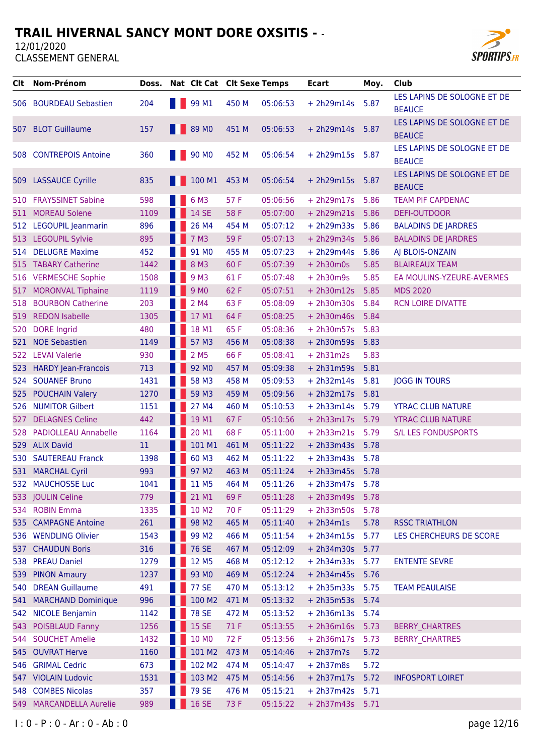# TRAIL HIVERNAL SANCY MONT DORE OXSITIS - -

12/01/2020

CLASSEMENT GENERAL

| Clt | Nom-Prénom | Doss. | Nat | Clt Cat | Clt Sexe | Temps | Ecart | Moy. | Club |
|---|---|---|---|---|---|---|---|---|---|
| 506 | BOURDEAU Sebastien | 204 | | 99 M1 | 450 M | 05:06:53 | + 2h29m14s | 5.87 | LES LAPINS DE SOLOGNE ET DE BEAUCE |
| 507 | BLOT Guillaume | 157 | | 89 M0 | 451 M | 05:06:53 | + 2h29m14s | 5.87 | LES LAPINS DE SOLOGNE ET DE BEAUCE |
| 508 | CONTREPOIS Antoine | 360 | | 90 M0 | 452 M | 05:06:54 | + 2h29m15s | 5.87 | LES LAPINS DE SOLOGNE ET DE BEAUCE |
| 509 | LASSAUCE Cyrille | 835 | | 100 M1 | 453 M | 05:06:54 | + 2h29m15s | 5.87 | LES LAPINS DE SOLOGNE ET DE BEAUCE |
| 510 | FRAYSSINET Sabine | 598 | | 6 M3 | 57 F | 05:06:56 | + 2h29m17s | 5.86 | TEAM PIF CAPDENAC |
| 511 | MOREAU Solene | 1109 | | 14 SE | 58 F | 05:07:00 | + 2h29m21s | 5.86 | DEFI-OUTDOOR |
| 512 | LEGOUPIL Jeanmarin | 896 | | 26 M4 | 454 M | 05:07:12 | + 2h29m33s | 5.86 | BALADINS DE JARDRES |
| 513 | LEGOUPIL Sylvie | 895 | | 7 M3 | 59 F | 05:07:13 | + 2h29m34s | 5.86 | BALADINS DE JARDRES |
| 514 | DELUGRE Maxime | 452 | | 91 M0 | 455 M | 05:07:23 | + 2h29m44s | 5.86 | AJ BLOIS-ONZAIN |
| 515 | TABARY Catherine | 1442 | | 8 M3 | 60 F | 05:07:39 | + 2h30m0s | 5.85 | BLAIREAUX TEAM |
| 516 | VERMESCHE Sophie | 1508 | | 9 M3 | 61 F | 05:07:48 | + 2h30m9s | 5.85 | EA MOULINS-YZEURE-AVERMES |
| 517 | MORONVAL Tiphaine | 1119 | | 9 M0 | 62 F | 05:07:51 | + 2h30m12s | 5.85 | MDS 2020 |
| 518 | BOURBON Catherine | 203 | | 2 M4 | 63 F | 05:08:09 | + 2h30m30s | 5.84 | RCN LOIRE DIVATTE |
| 519 | REDON Isabelle | 1305 | | 17 M1 | 64 F | 05:08:25 | + 2h30m46s | 5.84 | |
| 520 | DORE Ingrid | 480 | | 18 M1 | 65 F | 05:08:36 | + 2h30m57s | 5.83 | |
| 521 | NOE Sebastien | 1149 | | 57 M3 | 456 M | 05:08:38 | + 2h30m59s | 5.83 | |
| 522 | LEVAI Valerie | 930 | | 2 M5 | 66 F | 05:08:41 | + 2h31m2s | 5.83 | |
| 523 | HARDY Jean-Francois | 713 | | 92 M0 | 457 M | 05:09:38 | + 2h31m59s | 5.81 | |
| 524 | SOUANEF Bruno | 1431 | | 58 M3 | 458 M | 05:09:53 | + 2h32m14s | 5.81 | JOGG IN TOURS |
| 525 | POUCHAIN Valery | 1270 | | 59 M3 | 459 M | 05:09:56 | + 2h32m17s | 5.81 | |
| 526 | NUMITOR Gilbert | 1151 | | 27 M4 | 460 M | 05:10:53 | + 2h33m14s | 5.79 | YTRAC CLUB NATURE |
| 527 | DELAGNES Celine | 442 | | 19 M1 | 67 F | 05:10:56 | + 2h33m17s | 5.79 | YTRAC CLUB NATURE |
| 528 | PADIOLLEAU Annabelle | 1164 | | 20 M1 | 68 F | 05:11:00 | + 2h33m21s | 5.79 | S/L LES FONDUSPORTS |
| 529 | ALIX David | 11 | | 101 M1 | 461 M | 05:11:22 | + 2h33m43s | 5.78 | |
| 530 | SAUTEREAU Franck | 1398 | | 60 M3 | 462 M | 05:11:22 | + 2h33m43s | 5.78 | |
| 531 | MARCHAL Cyril | 993 | | 97 M2 | 463 M | 05:11:24 | + 2h33m45s | 5.78 | |
| 532 | MAUCHOSSE Luc | 1041 | | 11 M5 | 464 M | 05:11:26 | + 2h33m47s | 5.78 | |
| 533 | JOULIN Celine | 779 | | 21 M1 | 69 F | 05:11:28 | + 2h33m49s | 5.78 | |
| 534 | ROBIN Emma | 1335 | | 10 M2 | 70 F | 05:11:29 | + 2h33m50s | 5.78 | |
| 535 | CAMPAGNE Antoine | 261 | | 98 M2 | 465 M | 05:11:40 | + 2h34m1s | 5.78 | RSSC TRIATHLON |
| 536 | WENDLING Olivier | 1543 | | 99 M2 | 466 M | 05:11:54 | + 2h34m15s | 5.77 | LES CHERCHEURS DE SCORE |
| 537 | CHAUDUN Boris | 316 | | 76 SE | 467 M | 05:12:09 | + 2h34m30s | 5.77 | |
| 538 | PREAU Daniel | 1279 | | 12 M5 | 468 M | 05:12:12 | + 2h34m33s | 5.77 | ENTENTE SEVRE |
| 539 | PINON Amaury | 1237 | | 93 M0 | 469 M | 05:12:24 | + 2h34m45s | 5.76 | |
| 540 | DREAN Guillaume | 491 | | 77 SE | 470 M | 05:13:12 | + 2h35m33s | 5.75 | TEAM PEAULAISE |
| 541 | MARCHAND Dominique | 996 | | 100 M2 | 471 M | 05:13:32 | + 2h35m53s | 5.74 | |
| 542 | NICOLE Benjamin | 1142 | | 78 SE | 472 M | 05:13:52 | + 2h36m13s | 5.74 | |
| 543 | POISBLAUD Fanny | 1256 | | 15 SE | 71 F | 05:13:55 | + 2h36m16s | 5.73 | BERRY_CHARTRES |
| 544 | SOUCHET Amelie | 1432 | | 10 M0 | 72 F | 05:13:56 | + 2h36m17s | 5.73 | BERRY_CHARTRES |
| 545 | OUVRAT Herve | 1160 | | 101 M2 | 473 M | 05:14:46 | + 2h37m7s | 5.72 | |
| 546 | GRIMAL Cedric | 673 | | 102 M2 | 474 M | 05:14:47 | + 2h37m8s | 5.72 | |
| 547 | VIOLAIN Ludovic | 1531 | | 103 M2 | 475 M | 05:14:56 | + 2h37m17s | 5.72 | INFOSPORT LOIRET |
| 548 | COMBES Nicolas | 357 | | 79 SE | 476 M | 05:15:21 | + 2h37m42s | 5.71 | |
| 549 | MARCANDELLA Aurelie | 989 | | 16 SE | 73 F | 05:15:22 | + 2h37m43s | 5.71 | |

I : 0 - P : 0 - Ar : 0 - Ab : 0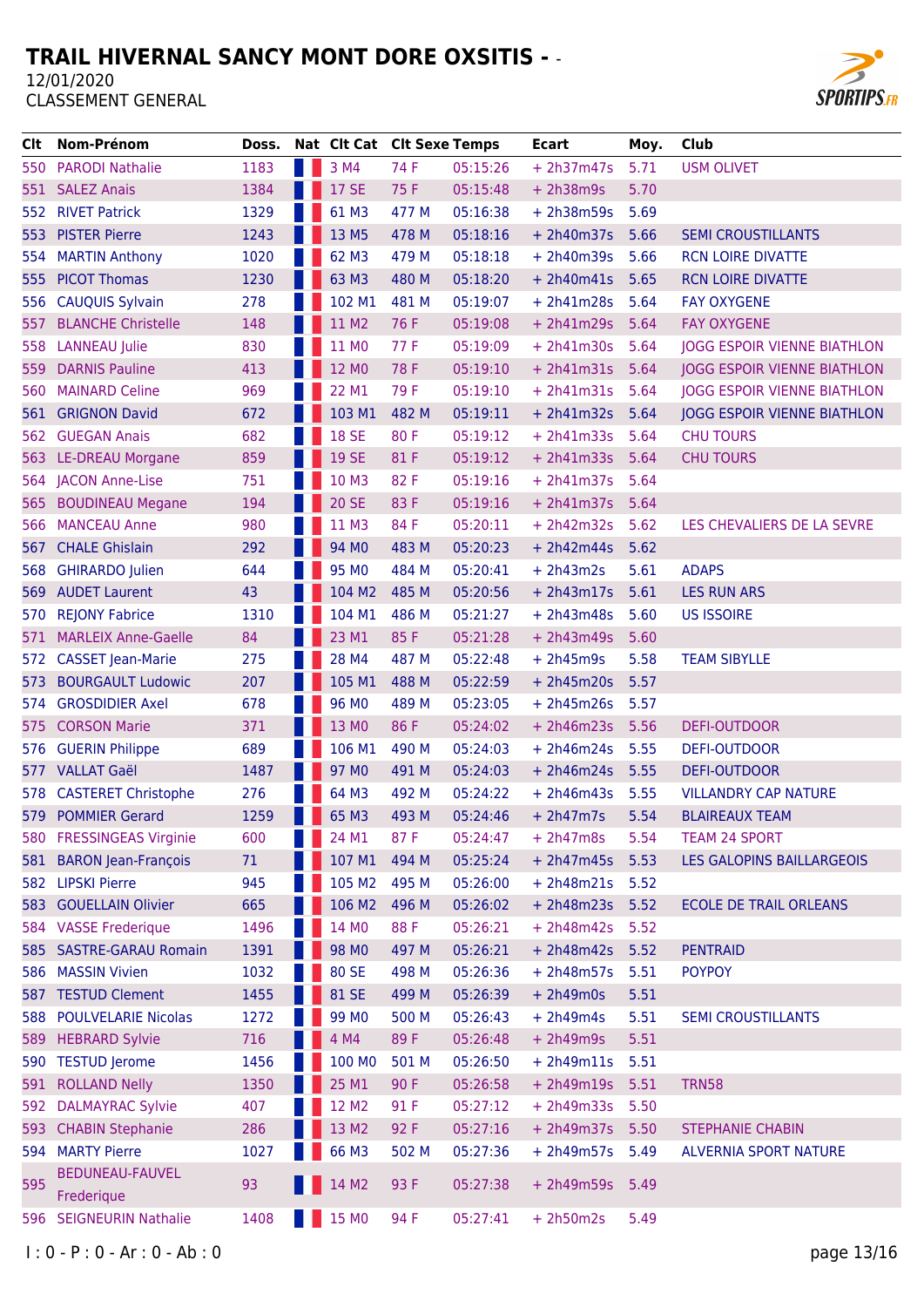# TRAIL HIVERNAL SANCY MONT DORE OXSITIS - -

12/01/2020

CLASSEMENT GENERAL

| Clt | Nom-Prénom | Doss. | Nat | Clt Cat | Clt Sexe | Temps | Ecart | Moy. | Club |
|---|---|---|---|---|---|---|---|---|---|
| 550 | PARODI Nathalie | 1183 | | 3 M4 | 74 F | 05:15:26 | + 2h37m47s | 5.71 | USM OLIVET |
| 551 | SALEZ Anais | 1384 | | 17 SE | 75 F | 05:15:48 | + 2h38m9s | 5.70 | |
| 552 | RIVET Patrick | 1329 | | 61 M3 | 477 M | 05:16:38 | + 2h38m59s | 5.69 | |
| 553 | PISTER Pierre | 1243 | | 13 M5 | 478 M | 05:18:16 | + 2h40m37s | 5.66 | SEMI CROUSTILLANTS |
| 554 | MARTIN Anthony | 1020 | | 62 M3 | 479 M | 05:18:18 | + 2h40m39s | 5.66 | RCN LOIRE DIVATTE |
| 555 | PICOT Thomas | 1230 | | 63 M3 | 480 M | 05:18:20 | + 2h40m41s | 5.65 | RCN LOIRE DIVATTE |
| 556 | CAUQUIS Sylvain | 278 | | 102 M1 | 481 M | 05:19:07 | + 2h41m28s | 5.64 | FAY OXYGENE |
| 557 | BLANCHE Christelle | 148 | | 11 M2 | 76 F | 05:19:08 | + 2h41m29s | 5.64 | FAY OXYGENE |
| 558 | LANNEAU Julie | 830 | | 11 M0 | 77 F | 05:19:09 | + 2h41m30s | 5.64 | JOGG ESPOIR VIENNE BIATHLON |
| 559 | DARNIS Pauline | 413 | | 12 M0 | 78 F | 05:19:10 | + 2h41m31s | 5.64 | JOGG ESPOIR VIENNE BIATHLON |
| 560 | MAINARD Celine | 969 | | 22 M1 | 79 F | 05:19:10 | + 2h41m31s | 5.64 | JOGG ESPOIR VIENNE BIATHLON |
| 561 | GRIGNON David | 672 | | 103 M1 | 482 M | 05:19:11 | + 2h41m32s | 5.64 | JOGG ESPOIR VIENNE BIATHLON |
| 562 | GUEGAN Anais | 682 | | 18 SE | 80 F | 05:19:12 | + 2h41m33s | 5.64 | CHU TOURS |
| 563 | LE-DREAU Morgane | 859 | | 19 SE | 81 F | 05:19:12 | + 2h41m33s | 5.64 | CHU TOURS |
| 564 | JACON Anne-Lise | 751 | | 10 M3 | 82 F | 05:19:16 | + 2h41m37s | 5.64 | |
| 565 | BOUDINEAU Megane | 194 | | 20 SE | 83 F | 05:19:16 | + 2h41m37s | 5.64 | |
| 566 | MANCEAU Anne | 980 | | 11 M3 | 84 F | 05:20:11 | + 2h42m32s | 5.62 | LES CHEVALIERS DE LA SEVRE |
| 567 | CHALE Ghislain | 292 | | 94 M0 | 483 M | 05:20:23 | + 2h42m44s | 5.62 | |
| 568 | GHIRARDO Julien | 644 | | 95 M0 | 484 M | 05:20:41 | + 2h43m2s | 5.61 | ADAPS |
| 569 | AUDET Laurent | 43 | | 104 M2 | 485 M | 05:20:56 | + 2h43m17s | 5.61 | LES RUN ARS |
| 570 | REJONY Fabrice | 1310 | | 104 M1 | 486 M | 05:21:27 | + 2h43m48s | 5.60 | US ISSOIRE |
| 571 | MARLEIX Anne-Gaelle | 84 | | 23 M1 | 85 F | 05:21:28 | + 2h43m49s | 5.60 | |
| 572 | CASSET Jean-Marie | 275 | | 28 M4 | 487 M | 05:22:48 | + 2h45m9s | 5.58 | TEAM SIBYLLE |
| 573 | BOURGAULT Ludowic | 207 | | 105 M1 | 488 M | 05:22:59 | + 2h45m20s | 5.57 | |
| 574 | GROSDIDIER Axel | 678 | | 96 M0 | 489 M | 05:23:05 | + 2h45m26s | 5.57 | |
| 575 | CORSON Marie | 371 | | 13 M0 | 86 F | 05:24:02 | + 2h46m23s | 5.56 | DEFI-OUTDOOR |
| 576 | GUERIN Philippe | 689 | | 106 M1 | 490 M | 05:24:03 | + 2h46m24s | 5.55 | DEFI-OUTDOOR |
| 577 | VALLAT Gaël | 1487 | | 97 M0 | 491 M | 05:24:03 | + 2h46m24s | 5.55 | DEFI-OUTDOOR |
| 578 | CASTERET Christophe | 276 | | 64 M3 | 492 M | 05:24:22 | + 2h46m43s | 5.55 | VILLANDRY CAP NATURE |
| 579 | POMMIER Gerard | 1259 | | 65 M3 | 493 M | 05:24:46 | + 2h47m7s | 5.54 | BLAIREAUX TEAM |
| 580 | FRESSINGEAS Virginie | 600 | | 24 M1 | 87 F | 05:24:47 | + 2h47m8s | 5.54 | TEAM 24 SPORT |
| 581 | BARON Jean-François | 71 | | 107 M1 | 494 M | 05:25:24 | + 2h47m45s | 5.53 | LES GALOPINS BAILLARGEOIS |
| 582 | LIPSKI Pierre | 945 | | 105 M2 | 495 M | 05:26:00 | + 2h48m21s | 5.52 | |
| 583 | GOUELLAIN Olivier | 665 | | 106 M2 | 496 M | 05:26:02 | + 2h48m23s | 5.52 | ECOLE DE TRAIL ORLEANS |
| 584 | VASSE Frederique | 1496 | | 14 M0 | 88 F | 05:26:21 | + 2h48m42s | 5.52 | |
| 585 | SASTRE-GARAU Romain | 1391 | | 98 M0 | 497 M | 05:26:21 | + 2h48m42s | 5.52 | PENTRAID |
| 586 | MASSIN Vivien | 1032 | | 80 SE | 498 M | 05:26:36 | + 2h48m57s | 5.51 | POYPOY |
| 587 | TESTUD Clement | 1455 | | 81 SE | 499 M | 05:26:39 | + 2h49m0s | 5.51 | |
| 588 | POULVELARIE Nicolas | 1272 | | 99 M0 | 500 M | 05:26:43 | + 2h49m4s | 5.51 | SEMI CROUSTILLANTS |
| 589 | HEBRARD Sylvie | 716 | | 4 M4 | 89 F | 05:26:48 | + 2h49m9s | 5.51 | |
| 590 | TESTUD Jerome | 1456 | | 100 M0 | 501 M | 05:26:50 | + 2h49m11s | 5.51 | |
| 591 | ROLLAND Nelly | 1350 | | 25 M1 | 90 F | 05:26:58 | + 2h49m19s | 5.51 | TRN58 |
| 592 | DALMAYRAC Sylvie | 407 | | 12 M2 | 91 F | 05:27:12 | + 2h49m33s | 5.50 | |
| 593 | CHABIN Stephanie | 286 | | 13 M2 | 92 F | 05:27:16 | + 2h49m37s | 5.50 | STEPHANIE CHABIN |
| 594 | MARTY Pierre | 1027 | | 66 M3 | 502 M | 05:27:36 | + 2h49m57s | 5.49 | ALVERNIA SPORT NATURE |
| 595 | BEDUNEAU-FAUVEL Frederique | 93 | | 14 M2 | 93 F | 05:27:38 | + 2h49m59s | 5.49 | |
| 596 | SEIGNEURIN Nathalie | 1408 | | 15 M0 | 94 F | 05:27:41 | + 2h50m2s | 5.49 | |

I : 0 - P : 0 - Ar : 0 - Ab : 0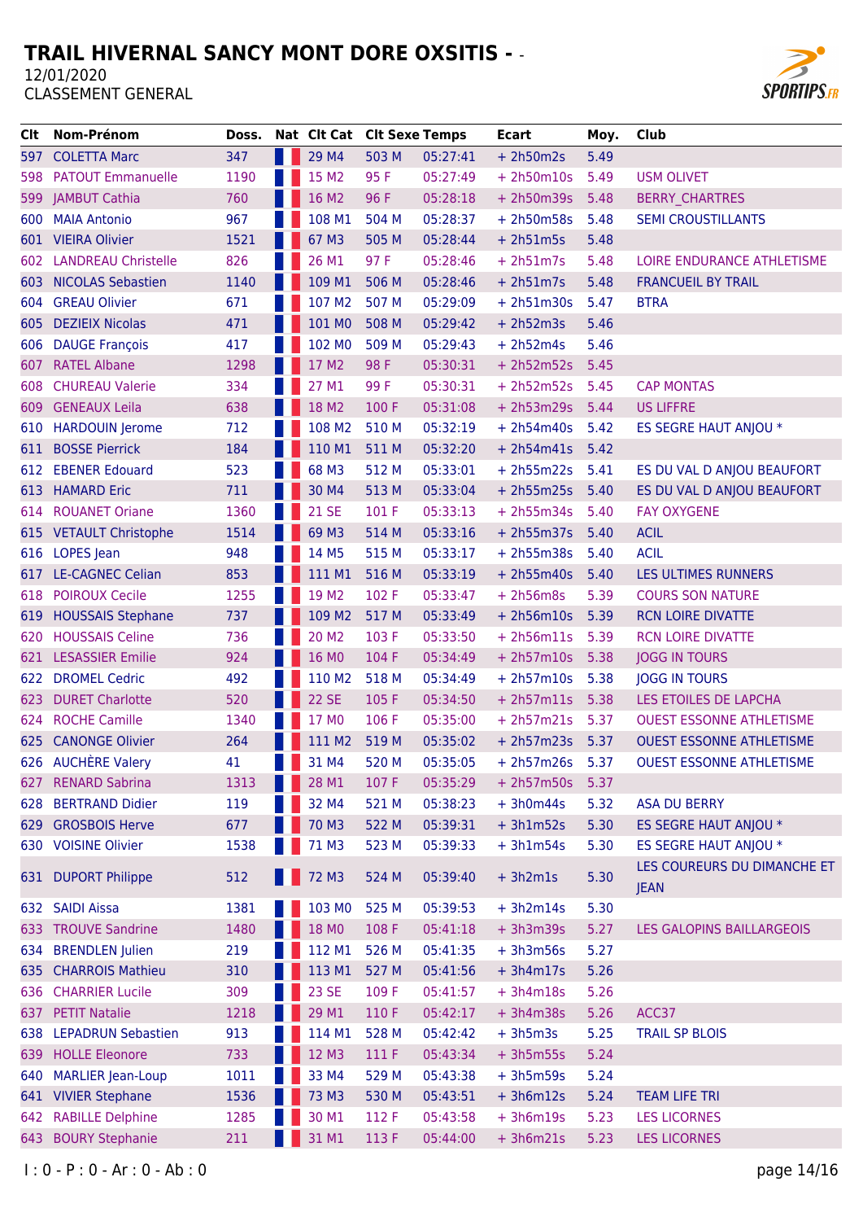# TRAIL HIVERNAL SANCY MONT DORE OXSITIS - -

12/01/2020

CLASSEMENT GENERAL

| Clt | Nom-Prénom | Doss. | Nat | Clt Cat | Clt Sexe | Temps | Ecart | Moy. | Club |
|---|---|---|---|---|---|---|---|---|---|
| 597 | COLETTA Marc | 347 | | 29 M4 | 503 M | 05:27:41 | + 2h50m2s | 5.49 | |
| 598 | PATOUT Emmanuelle | 1190 | | 15 M2 | 95 F | 05:27:49 | + 2h50m10s | 5.49 | USM OLIVET |
| 599 | JAMBUT Cathia | 760 | | 16 M2 | 96 F | 05:28:18 | + 2h50m39s | 5.48 | BERRY_CHARTRES |
| 600 | MAIA Antonio | 967 | | 108 M1 | 504 M | 05:28:37 | + 2h50m58s | 5.48 | SEMI CROUSTILLANTS |
| 601 | VIEIRA Olivier | 1521 | | 67 M3 | 505 M | 05:28:44 | + 2h51m5s | 5.48 | |
| 602 | LANDREAU Christelle | 826 | | 26 M1 | 97 F | 05:28:46 | + 2h51m7s | 5.48 | LOIRE ENDURANCE ATHLETISME |
| 603 | NICOLAS Sebastien | 1140 | | 109 M1 | 506 M | 05:28:46 | + 2h51m7s | 5.48 | FRANCUEIL BY TRAIL |
| 604 | GREAU Olivier | 671 | | 107 M2 | 507 M | 05:29:09 | + 2h51m30s | 5.47 | BTRA |
| 605 | DEZIEIX Nicolas | 471 | | 101 M0 | 508 M | 05:29:42 | + 2h52m3s | 5.46 | |
| 606 | DAUGE François | 417 | | 102 M0 | 509 M | 05:29:43 | + 2h52m4s | 5.46 | |
| 607 | RATEL Albane | 1298 | | 17 M2 | 98 F | 05:30:31 | + 2h52m52s | 5.45 | |
| 608 | CHUREAU Valerie | 334 | | 27 M1 | 99 F | 05:30:31 | + 2h52m52s | 5.45 | CAP MONTAS |
| 609 | GENEAUX Leila | 638 | | 18 M2 | 100 F | 05:31:08 | + 2h53m29s | 5.44 | US LIFFRE |
| 610 | HARDOUIN Jerome | 712 | | 108 M2 | 510 M | 05:32:19 | + 2h54m40s | 5.42 | ES SEGRE HAUT ANJOU * |
| 611 | BOSSE Pierrick | 184 | | 110 M1 | 511 M | 05:32:20 | + 2h54m41s | 5.42 | |
| 612 | EBENER Edouard | 523 | | 68 M3 | 512 M | 05:33:01 | + 2h55m22s | 5.41 | ES DU VAL D ANJOU BEAUFORT |
| 613 | HAMARD Eric | 711 | | 30 M4 | 513 M | 05:33:04 | + 2h55m25s | 5.40 | ES DU VAL D ANJOU BEAUFORT |
| 614 | ROUANET Oriane | 1360 | | 21 SE | 101 F | 05:33:13 | + 2h55m34s | 5.40 | FAY OXYGENE |
| 615 | VETAULT Christophe | 1514 | | 69 M3 | 514 M | 05:33:16 | + 2h55m37s | 5.40 | ACIL |
| 616 | LOPES Jean | 948 | | 14 M5 | 515 M | 05:33:17 | + 2h55m38s | 5.40 | ACIL |
| 617 | LE-CAGNEC Celian | 853 | | 111 M1 | 516 M | 05:33:19 | + 2h55m40s | 5.40 | LES ULTIMES RUNNERS |
| 618 | POIROUX Cecile | 1255 | | 19 M2 | 102 F | 05:33:47 | + 2h56m8s | 5.39 | COURS SON NATURE |
| 619 | HOUSSAIS Stephane | 737 | | 109 M2 | 517 M | 05:33:49 | + 2h56m10s | 5.39 | RCN LOIRE DIVATTE |
| 620 | HOUSSAIS Celine | 736 | | 20 M2 | 103 F | 05:33:50 | + 2h56m11s | 5.39 | RCN LOIRE DIVATTE |
| 621 | LESASSIER Emilie | 924 | | 16 M0 | 104 F | 05:34:49 | + 2h57m10s | 5.38 | JOGG IN TOURS |
| 622 | DROMEL Cedric | 492 | | 110 M2 | 518 M | 05:34:49 | + 2h57m10s | 5.38 | JOGG IN TOURS |
| 623 | DURET Charlotte | 520 | | 22 SE | 105 F | 05:34:50 | + 2h57m11s | 5.38 | LES ETOILES DE LAPCHA |
| 624 | ROCHE Camille | 1340 | | 17 M0 | 106 F | 05:35:00 | + 2h57m21s | 5.37 | OUEST ESSONNE ATHLETISME |
| 625 | CANONGE Olivier | 264 | | 111 M2 | 519 M | 05:35:02 | + 2h57m23s | 5.37 | OUEST ESSONNE ATHLETISME |
| 626 | AUCHÈRE Valery | 41 | | 31 M4 | 520 M | 05:35:05 | + 2h57m26s | 5.37 | OUEST ESSONNE ATHLETISME |
| 627 | RENARD Sabrina | 1313 | | 28 M1 | 107 F | 05:35:29 | + 2h57m50s | 5.37 | |
| 628 | BERTRAND Didier | 119 | | 32 M4 | 521 M | 05:38:23 | + 3h0m44s | 5.32 | ASA DU BERRY |
| 629 | GROSBOIS Herve | 677 | | 70 M3 | 522 M | 05:39:31 | + 3h1m52s | 5.30 | ES SEGRE HAUT ANJOU * |
| 630 | VOISINE Olivier | 1538 | | 71 M3 | 523 M | 05:39:33 | + 3h1m54s | 5.30 | ES SEGRE HAUT ANJOU * |
| 631 | DUPORT Philippe | 512 | | 72 M3 | 524 M | 05:39:40 | + 3h2m1s | 5.30 | LES COUREURS DU DIMANCHE ET JEAN |
| 632 | SAIDI Aissa | 1381 | | 103 M0 | 525 M | 05:39:53 | + 3h2m14s | 5.30 | |
| 633 | TROUVE Sandrine | 1480 | | 18 M0 | 108 F | 05:41:18 | + 3h3m39s | 5.27 | LES GALOPINS BAILLARGEOIS |
| 634 | BRENDLEN Julien | 219 | | 112 M1 | 526 M | 05:41:35 | + 3h3m56s | 5.27 | |
| 635 | CHARROIS Mathieu | 310 | | 113 M1 | 527 M | 05:41:56 | + 3h4m17s | 5.26 | |
| 636 | CHARRIER Lucile | 309 | | 23 SE | 109 F | 05:41:57 | + 3h4m18s | 5.26 | |
| 637 | PETIT Natalie | 1218 | | 29 M1 | 110 F | 05:42:17 | + 3h4m38s | 5.26 | ACC37 |
| 638 | LEPADRUN Sebastien | 913 | | 114 M1 | 528 M | 05:42:42 | + 3h5m3s | 5.25 | TRAIL SP BLOIS |
| 639 | HOLLE Eleonore | 733 | | 12 M3 | 111 F | 05:43:34 | + 3h5m55s | 5.24 | |
| 640 | MARLIER Jean-Loup | 1011 | | 33 M4 | 529 M | 05:43:38 | + 3h5m59s | 5.24 | |
| 641 | VIVIER Stephane | 1536 | | 73 M3 | 530 M | 05:43:51 | + 3h6m12s | 5.24 | TEAM LIFE TRI |
| 642 | RABILLE Delphine | 1285 | | 30 M1 | 112 F | 05:43:58 | + 3h6m19s | 5.23 | LES LICORNES |
| 643 | BOURY Stephanie | 211 | | 31 M1 | 113 F | 05:44:00 | + 3h6m21s | 5.23 | LES LICORNES |

I : 0 - P : 0 - Ar : 0 - Ab : 0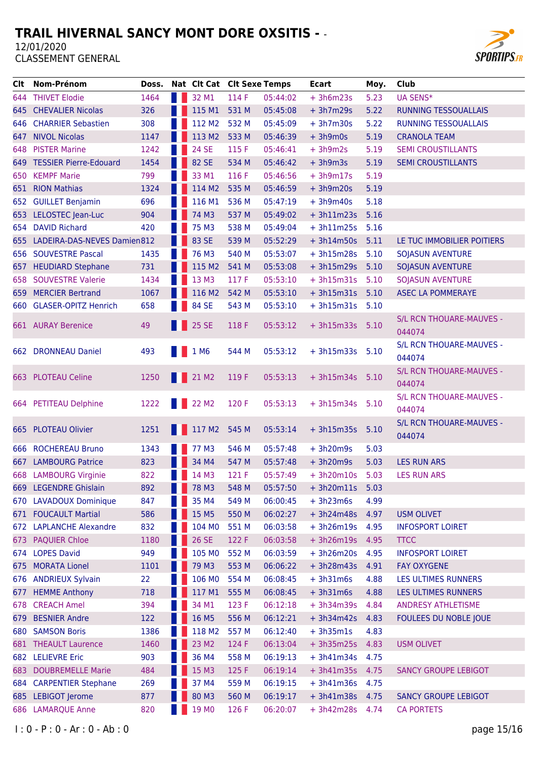# TRAIL HIVERNAL SANCY MONT DORE OXSITIS - -

12/01/2020

CLASSEMENT GENERAL

| Clt | Nom-Prénom | Doss. | Nat | Clt Cat | Clt Sexe | Temps | Ecart | Moy. | Club |
|---|---|---|---|---|---|---|---|---|---|
| 644 | THIVET Elodie | 1464 | | 32 M1 | 114 F | 05:44:02 | + 3h6m23s | 5.23 | UA SENS* |
| 645 | CHEVALIER Nicolas | 326 | | 115 M1 | 531 M | 05:45:08 | + 3h7m29s | 5.22 | RUNNING TESSOUALLAIS |
| 646 | CHARRIER Sebastien | 308 | | 112 M2 | 532 M | 05:45:09 | + 3h7m30s | 5.22 | RUNNING TESSOUALLAIS |
| 647 | NIVOL Nicolas | 1147 | | 113 M2 | 533 M | 05:46:39 | + 3h9m0s | 5.19 | CRANOLA TEAM |
| 648 | PISTER Marine | 1242 | | 24 SE | 115 F | 05:46:41 | + 3h9m2s | 5.19 | SEMI CROUSTILLANTS |
| 649 | TESSIER Pierre-Edouard | 1454 | | 82 SE | 534 M | 05:46:42 | + 3h9m3s | 5.19 | SEMI CROUSTILLANTS |
| 650 | KEMPF Marie | 799 | | 33 M1 | 116 F | 05:46:56 | + 3h9m17s | 5.19 | |
| 651 | RION Mathias | 1324 | | 114 M2 | 535 M | 05:46:59 | + 3h9m20s | 5.19 | |
| 652 | GUILLET Benjamin | 696 | | 116 M1 | 536 M | 05:47:19 | + 3h9m40s | 5.18 | |
| 653 | LELOSTEC Jean-Luc | 904 | | 74 M3 | 537 M | 05:49:02 | + 3h11m23s | 5.16 | |
| 654 | DAVID Richard | 420 | | 75 M3 | 538 M | 05:49:04 | + 3h11m25s | 5.16 | |
| 655 | LADEIRA-DAS-NEVES Damien | 812 | | 83 SE | 539 M | 05:52:29 | + 3h14m50s | 5.11 | LE TUC IMMOBILIER POITIERS |
| 656 | SOUVESTRE Pascal | 1435 | | 76 M3 | 540 M | 05:53:07 | + 3h15m28s | 5.10 | SOJASUN AVENTURE |
| 657 | HEUDIARD Stephane | 731 | | 115 M2 | 541 M | 05:53:08 | + 3h15m29s | 5.10 | SOJASUN AVENTURE |
| 658 | SOUVESTRE Valerie | 1434 | | 13 M3 | 117 F | 05:53:10 | + 3h15m31s | 5.10 | SOJASUN AVENTURE |
| 659 | MERCIER Bertrand | 1067 | | 116 M2 | 542 M | 05:53:10 | + 3h15m31s | 5.10 | ASEC LA POMMERAYE |
| 660 | GLASER-OPITZ Henrich | 658 | | 84 SE | 543 M | 05:53:10 | + 3h15m31s | 5.10 | |
| 661 | AURAY Berenice | 49 | | 25 SE | 118 F | 05:53:12 | + 3h15m33s | 5.10 | S/L RCN THOUARE-MAUVES - 044074 |
| 662 | DRONNEAU Daniel | 493 | | 1 M6 | 544 M | 05:53:12 | + 3h15m33s | 5.10 | S/L RCN THOUARE-MAUVES - 044074 |
| 663 | PLOTEAU Celine | 1250 | | 21 M2 | 119 F | 05:53:13 | + 3h15m34s | 5.10 | S/L RCN THOUARE-MAUVES - 044074 |
| 664 | PETITEAU Delphine | 1222 | | 22 M2 | 120 F | 05:53:13 | + 3h15m34s | 5.10 | S/L RCN THOUARE-MAUVES - 044074 |
| 665 | PLOTEAU Olivier | 1251 | | 117 M2 | 545 M | 05:53:14 | + 3h15m35s | 5.10 | S/L RCN THOUARE-MAUVES - 044074 |
| 666 | ROCHEREAU Bruno | 1343 | | 77 M3 | 546 M | 05:57:48 | + 3h20m9s | 5.03 | |
| 667 | LAMBOURG Patrice | 823 | | 34 M4 | 547 M | 05:57:48 | + 3h20m9s | 5.03 | LES RUN ARS |
| 668 | LAMBOURG Virginie | 822 | | 14 M3 | 121 F | 05:57:49 | + 3h20m10s | 5.03 | LES RUN ARS |
| 669 | LEGENDRE Ghislain | 892 | | 78 M3 | 548 M | 05:57:50 | + 3h20m11s | 5.03 | |
| 670 | LAVADOUX Dominique | 847 | | 35 M4 | 549 M | 06:00:45 | + 3h23m6s | 4.99 | |
| 671 | FOUCAULT Martial | 586 | | 15 M5 | 550 M | 06:02:27 | + 3h24m48s | 4.97 | USM OLIVET |
| 672 | LAPLANCHE Alexandre | 832 | | 104 M0 | 551 M | 06:03:58 | + 3h26m19s | 4.95 | INFOSPORT LOIRET |
| 673 | PAQUIER Chloe | 1180 | | 26 SE | 122 F | 06:03:58 | + 3h26m19s | 4.95 | TTCC |
| 674 | LOPES David | 949 | | 105 M0 | 552 M | 06:03:59 | + 3h26m20s | 4.95 | INFOSPORT LOIRET |
| 675 | MORATA Lionel | 1101 | | 79 M3 | 553 M | 06:06:22 | + 3h28m43s | 4.91 | FAY OXYGENE |
| 676 | ANDRIEUX Sylvain | 22 | | 106 M0 | 554 M | 06:08:45 | + 3h31m6s | 4.88 | LES ULTIMES RUNNERS |
| 677 | HEMME Anthony | 718 | | 117 M1 | 555 M | 06:08:45 | + 3h31m6s | 4.88 | LES ULTIMES RUNNERS |
| 678 | CREACH Amel | 394 | | 34 M1 | 123 F | 06:12:18 | + 3h34m39s | 4.84 | ANDRESY ATHLETISME |
| 679 | BESNIER Andre | 122 | | 16 M5 | 556 M | 06:12:21 | + 3h34m42s | 4.83 | FOULEES DU NOBLE JOUE |
| 680 | SAMSON Boris | 1386 | | 118 M2 | 557 M | 06:12:40 | + 3h35m1s | 4.83 | |
| 681 | THEAULT Laurence | 1460 | | 23 M2 | 124 F | 06:13:04 | + 3h35m25s | 4.83 | USM OLIVET |
| 682 | LELIEVRE Eric | 903 | | 36 M4 | 558 M | 06:19:13 | + 3h41m34s | 4.75 | |
| 683 | DOUBREMELLE Marie | 484 | | 15 M3 | 125 F | 06:19:14 | + 3h41m35s | 4.75 | SANCY GROUPE LEBIGOT |
| 684 | CARPENTIER Stephane | 269 | | 37 M4 | 559 M | 06:19:15 | + 3h41m36s | 4.75 | |
| 685 | LEBIGOT Jerome | 877 | | 80 M3 | 560 M | 06:19:17 | + 3h41m38s | 4.75 | SANCY GROUPE LEBIGOT |
| 686 | LAMARQUE Anne | 820 | | 19 M0 | 126 F | 06:20:07 | + 3h42m28s | 4.74 | CA PORTETS |

I : 0 - P : 0 - Ar : 0 - Ab : 0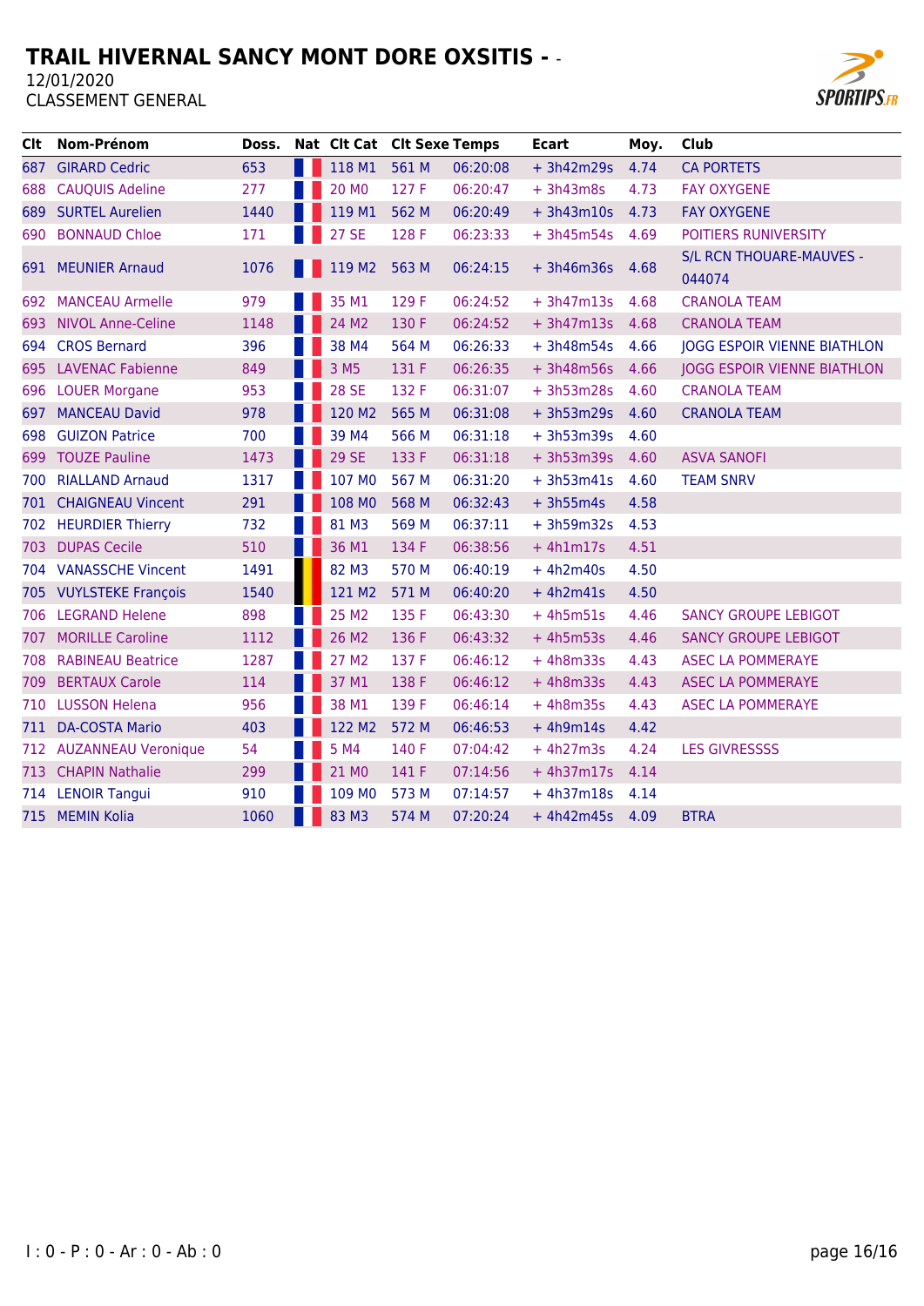# TRAIL HIVERNAL SANCY MONT DORE OXSITIS - -

12/01/2020

CLASSEMENT GENERAL

| Clt | Nom-Prénom | Doss. | Nat | Clt Cat | Clt Sexe | Temps | Ecart | Moy. | Club |
|---|---|---|---|---|---|---|---|---|---|
| 687 | GIRARD Cedric | 653 | | 118 M1 | 561 M | 06:20:08 | + 3h42m29s | 4.74 | CA PORTETS |
| 688 | CAUQUIS Adeline | 277 | | 20 M0 | 127 F | 06:20:47 | + 3h43m8s | 4.73 | FAY OXYGENE |
| 689 | SURTEL Aurelien | 1440 | | 119 M1 | 562 M | 06:20:49 | + 3h43m10s | 4.73 | FAY OXYGENE |
| 690 | BONNAUD Chloe | 171 | | 27 SE | 128 F | 06:23:33 | + 3h45m54s | 4.69 | POITIERS RUNIVERSITY |
| 691 | MEUNIER Arnaud | 1076 | | 119 M2 | 563 M | 06:24:15 | + 3h46m36s | 4.68 | S/L RCN THOUARE-MAUVES - 044074 |
| 692 | MANCEAU Armelle | 979 | | 35 M1 | 129 F | 06:24:52 | + 3h47m13s | 4.68 | CRANOLA TEAM |
| 693 | NIVOL Anne-Celine | 1148 | | 24 M2 | 130 F | 06:24:52 | + 3h47m13s | 4.68 | CRANOLA TEAM |
| 694 | CROS Bernard | 396 | | 38 M4 | 564 M | 06:26:33 | + 3h48m54s | 4.66 | JOGG ESPOIR VIENNE BIATHLON |
| 695 | LAVENAC Fabienne | 849 | | 3 M5 | 131 F | 06:26:35 | + 3h48m56s | 4.66 | JOGG ESPOIR VIENNE BIATHLON |
| 696 | LOUER Morgane | 953 | | 28 SE | 132 F | 06:31:07 | + 3h53m28s | 4.60 | CRANOLA TEAM |
| 697 | MANCEAU David | 978 | | 120 M2 | 565 M | 06:31:08 | + 3h53m29s | 4.60 | CRANOLA TEAM |
| 698 | GUIZON Patrice | 700 | | 39 M4 | 566 M | 06:31:18 | + 3h53m39s | 4.60 | |
| 699 | TOUZE Pauline | 1473 | | 29 SE | 133 F | 06:31:18 | + 3h53m39s | 4.60 | ASVA SANOFI |
| 700 | RIALLAND Arnaud | 1317 | | 107 M0 | 567 M | 06:31:20 | + 3h53m41s | 4.60 | TEAM SNRV |
| 701 | CHAIGNEAU Vincent | 291 | | 108 M0 | 568 M | 06:32:43 | + 3h55m4s | 4.58 | |
| 702 | HEURDIER Thierry | 732 | | 81 M3 | 569 M | 06:37:11 | + 3h59m32s | 4.53 | |
| 703 | DUPAS Cecile | 510 | | 36 M1 | 134 F | 06:38:56 | + 4h1m17s | 4.51 | |
| 704 | VANASSCHE Vincent | 1491 | | 82 M3 | 570 M | 06:40:19 | + 4h2m40s | 4.50 | |
| 705 | VUYLSTEKE François | 1540 | | 121 M2 | 571 M | 06:40:20 | + 4h2m41s | 4.50 | |
| 706 | LEGRAND Helene | 898 | | 25 M2 | 135 F | 06:43:30 | + 4h5m51s | 4.46 | SANCY GROUPE LEBIGOT |
| 707 | MORILLE Caroline | 1112 | | 26 M2 | 136 F | 06:43:32 | + 4h5m53s | 4.46 | SANCY GROUPE LEBIGOT |
| 708 | RABINEAU Beatrice | 1287 | | 27 M2 | 137 F | 06:46:12 | + 4h8m33s | 4.43 | ASEC LA POMMERAYE |
| 709 | BERTAUX Carole | 114 | | 37 M1 | 138 F | 06:46:12 | + 4h8m33s | 4.43 | ASEC LA POMMERAYE |
| 710 | LUSSON Helena | 956 | | 38 M1 | 139 F | 06:46:14 | + 4h8m35s | 4.43 | ASEC LA POMMERAYE |
| 711 | DA-COSTA Mario | 403 | | 122 M2 | 572 M | 06:46:53 | + 4h9m14s | 4.42 | |
| 712 | AUZANNEAU Veronique | 54 | | 5 M4 | 140 F | 07:04:42 | + 4h27m3s | 4.24 | LES GIVRESSSS |
| 713 | CHAPIN Nathalie | 299 | | 21 M0 | 141 F | 07:14:56 | + 4h37m17s | 4.14 | |
| 714 | LENOIR Tangui | 910 | | 109 M0 | 573 M | 07:14:57 | + 4h37m18s | 4.14 | |
| 715 | MEMIN Kolia | 1060 | | 83 M3 | 574 M | 07:20:24 | + 4h42m45s | 4.09 | BTRA |

I : 0 - P : 0 - Ar : 0 - Ab : 0